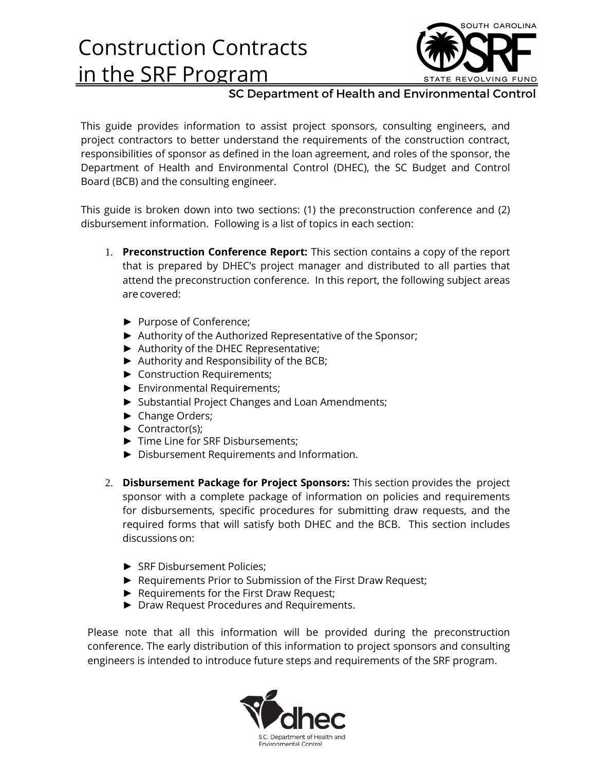# Construction Contracts in the SRF Program

SOUTH CAROLINA SRF STATE REVOLVING FUND

SC Department of Health and Environmental Control

This guide provides information to assist project sponsors, consulting engineers, and project contractors to better understand the requirements of the construction contract, responsibilities of sponsor as defined in the loan agreement, and roles of the sponsor, the Department of Health and Environmental Control (DHEC), the SC Budget and Control Board (BCB) and the consulting engineer.

This guide is broken down into two sections: (1) the preconstruction conference and (2) disbursement information. Following is a list of topics in each section:

1. **Preconstruction Conference Report:** This section contains a copy of the report that is prepared by DHEC's project manager and distributed to all parties that attend the preconstruction conference. In this report, the following subject areas are covered:

   - ► Purpose of Conference;
   - ► Authority of the Authorized Representative of the Sponsor;
   - ► Authority of the DHEC Representative;
   - ► Authority and Responsibility of the BCB;
   - ► Construction Requirements;
   - ► Environmental Requirements;
   - ► Substantial Project Changes and Loan Amendments;
   - ► Change Orders;
   - ► Contractor(s);
   - ► Time Line for SRF Disbursements;
   - ► Disbursement Requirements and Information.

2. **Disbursement Package for Project Sponsors:** This section provides the project sponsor with a complete package of information on policies and requirements for disbursements, specific procedures for submitting draw requests, and the required forms that will satisfy both DHEC and the BCB. This section includes discussions on:

   - ► SRF Disbursement Policies;
   - ► Requirements Prior to Submission of the First Draw Request;
   - ► Requirements for the First Draw Request;
   - ► Draw Request Procedures and Requirements.

Please note that all this information will be provided during the preconstruction conference. The early distribution of this information to project sponsors and consulting engineers is intended to introduce future steps and requirements of the SRF program.

dhec

S.C. Department of Health and Environmental Control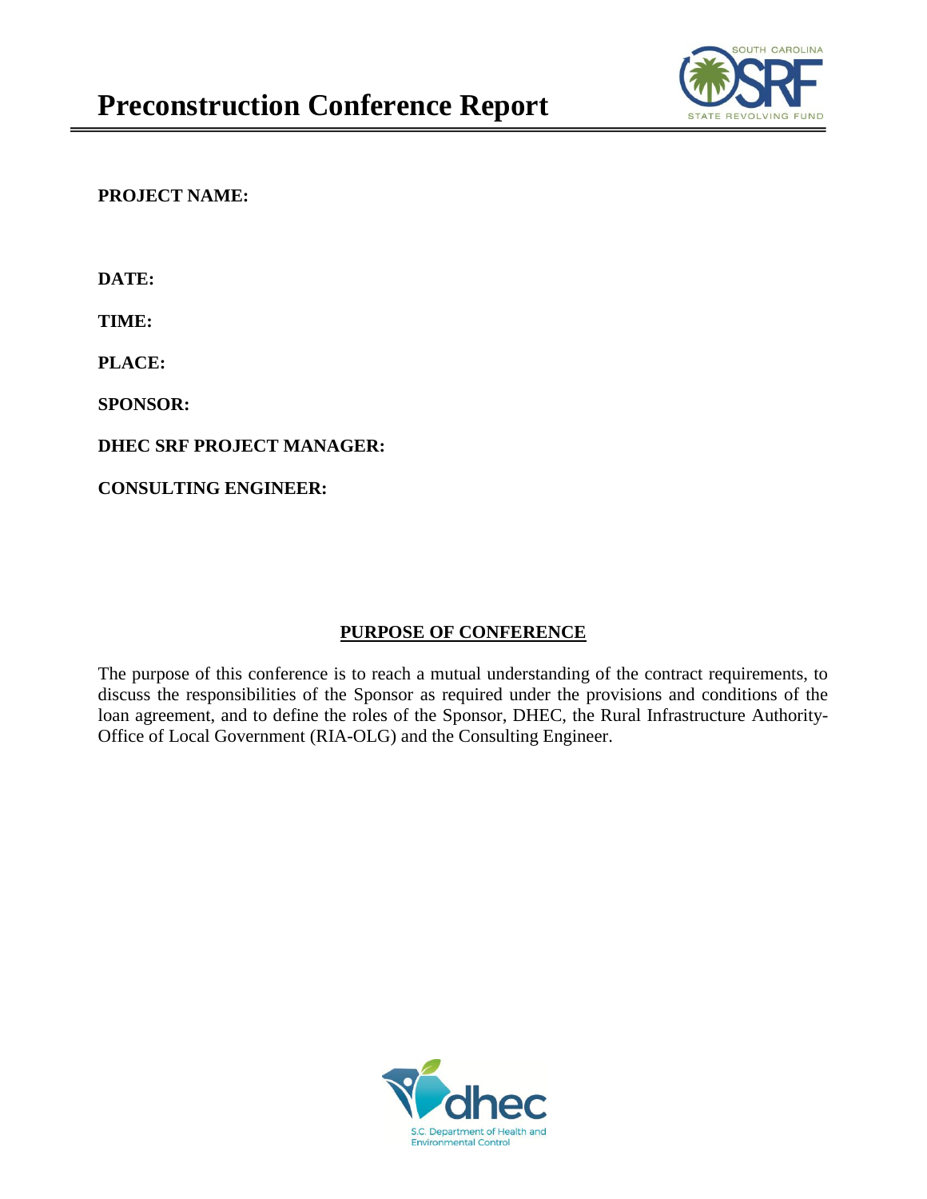# Preconstruction Conference Report

**PROJECT NAME:**

**DATE:**

**TIME:**

**PLACE:**

**SPONSOR:**

**DHEC SRF PROJECT MANAGER:**

**CONSULTING ENGINEER:**

## PURPOSE OF CONFERENCE

The purpose of this conference is to reach a mutual understanding of the contract requirements, to discuss the responsibilities of the Sponsor as required under the provisions and conditions of the loan agreement, and to define the roles of the Sponsor, DHEC, the Rural Infrastructure Authority-Office of Local Government (RIA-OLG) and the Consulting Engineer.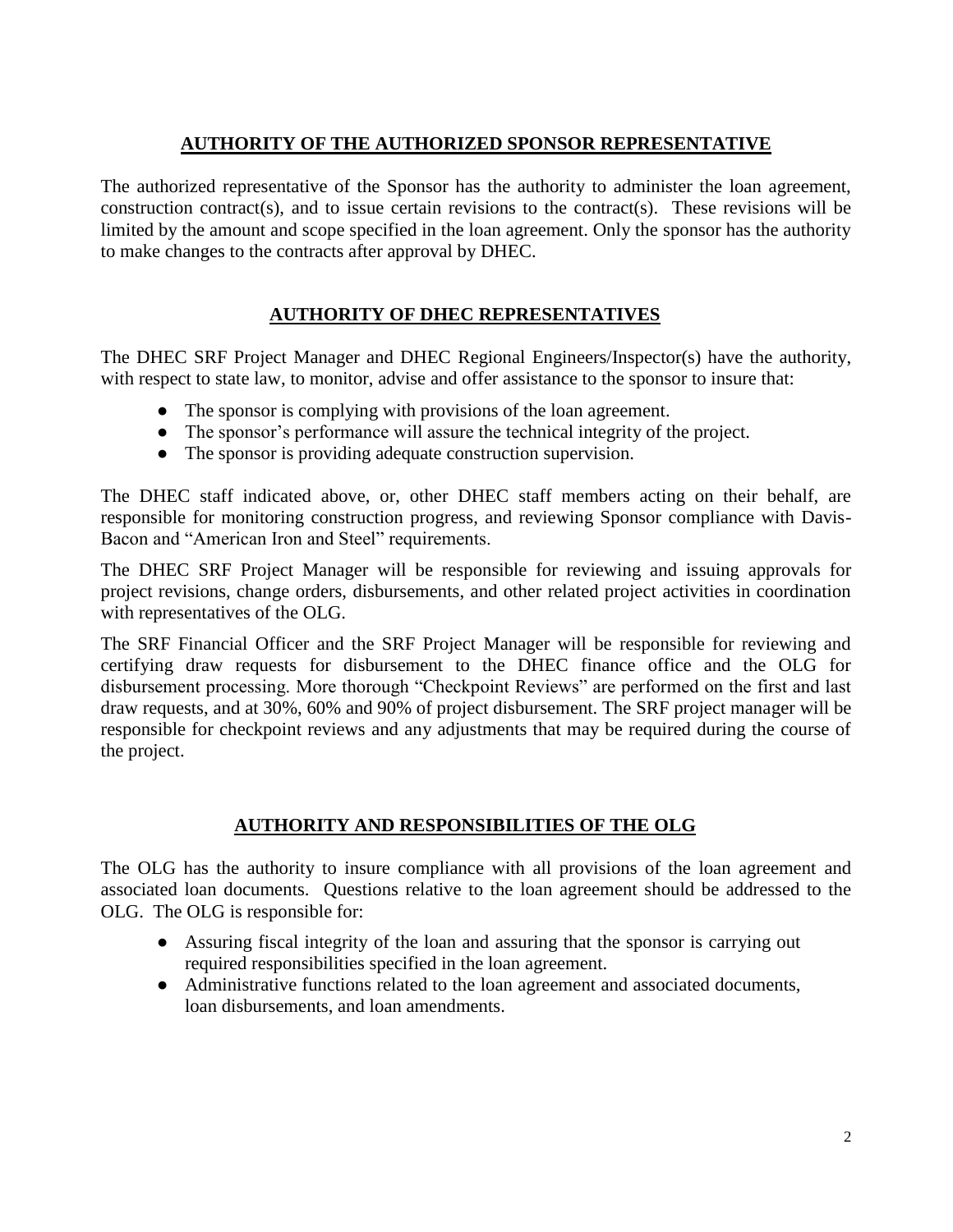## AUTHORITY OF THE AUTHORIZED SPONSOR REPRESENTATIVE

The authorized representative of the Sponsor has the authority to administer the loan agreement, construction contract(s), and to issue certain revisions to the contract(s). These revisions will be limited by the amount and scope specified in the loan agreement. Only the sponsor has the authority to make changes to the contracts after approval by DHEC.

## AUTHORITY OF DHEC REPRESENTATIVES

The DHEC SRF Project Manager and DHEC Regional Engineers/Inspector(s) have the authority, with respect to state law, to monitor, advise and offer assistance to the sponsor to insure that:

- The sponsor is complying with provisions of the loan agreement.
- The sponsor's performance will assure the technical integrity of the project.
- The sponsor is providing adequate construction supervision.

The DHEC staff indicated above, or, other DHEC staff members acting on their behalf, are responsible for monitoring construction progress, and reviewing Sponsor compliance with Davis-Bacon and "American Iron and Steel" requirements.

The DHEC SRF Project Manager will be responsible for reviewing and issuing approvals for project revisions, change orders, disbursements, and other related project activities in coordination with representatives of the OLG.

The SRF Financial Officer and the SRF Project Manager will be responsible for reviewing and certifying draw requests for disbursement to the DHEC finance office and the OLG for disbursement processing. More thorough "Checkpoint Reviews" are performed on the first and last draw requests, and at 30%, 60% and 90% of project disbursement. The SRF project manager will be responsible for checkpoint reviews and any adjustments that may be required during the course of the project.

## AUTHORITY AND RESPONSIBILITIES OF THE OLG

The OLG has the authority to insure compliance with all provisions of the loan agreement and associated loan documents. Questions relative to the loan agreement should be addressed to the OLG. The OLG is responsible for:

- Assuring fiscal integrity of the loan and assuring that the sponsor is carrying out required responsibilities specified in the loan agreement.
- Administrative functions related to the loan agreement and associated documents, loan disbursements, and loan amendments.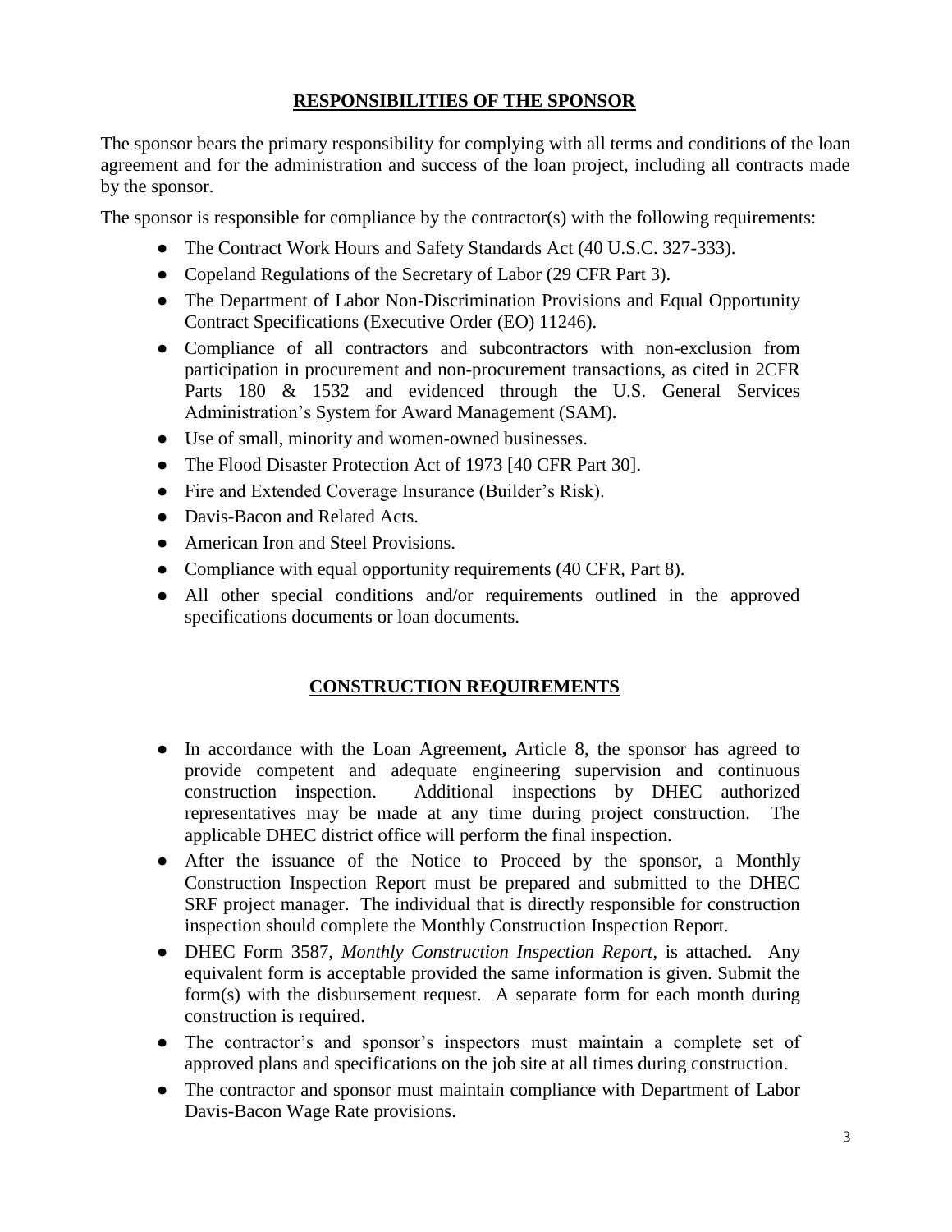## RESPONSIBILITIES OF THE SPONSOR

The sponsor bears the primary responsibility for complying with all terms and conditions of the loan agreement and for the administration and success of the loan project, including all contracts made by the sponsor.

The sponsor is responsible for compliance by the contractor(s) with the following requirements:

- The Contract Work Hours and Safety Standards Act (40 U.S.C. 327-333).
- Copeland Regulations of the Secretary of Labor (29 CFR Part 3).
- The Department of Labor Non-Discrimination Provisions and Equal Opportunity Contract Specifications (Executive Order (EO) 11246).
- Compliance of all contractors and subcontractors with non-exclusion from participation in procurement and non-procurement transactions, as cited in 2CFR Parts 180 & 1532 and evidenced through the U.S. General Services Administration's System for Award Management (SAM).
- Use of small, minority and women-owned businesses.
- The Flood Disaster Protection Act of 1973 [40 CFR Part 30].
- Fire and Extended Coverage Insurance (Builder's Risk).
- Davis-Bacon and Related Acts.
- American Iron and Steel Provisions.
- Compliance with equal opportunity requirements (40 CFR, Part 8).
- All other special conditions and/or requirements outlined in the approved specifications documents or loan documents.

## CONSTRUCTION REQUIREMENTS

- In accordance with the Loan Agreement**,** Article 8, the sponsor has agreed to provide competent and adequate engineering supervision and continuous construction inspection. Additional inspections by DHEC authorized representatives may be made at any time during project construction. The applicable DHEC district office will perform the final inspection.
- After the issuance of the Notice to Proceed by the sponsor, a Monthly Construction Inspection Report must be prepared and submitted to the DHEC SRF project manager. The individual that is directly responsible for construction inspection should complete the Monthly Construction Inspection Report.
- DHEC Form 3587, *Monthly Construction Inspection Report*, is attached. Any equivalent form is acceptable provided the same information is given. Submit the form(s) with the disbursement request. A separate form for each month during construction is required.
- The contractor's and sponsor's inspectors must maintain a complete set of approved plans and specifications on the job site at all times during construction.
- The contractor and sponsor must maintain compliance with Department of Labor Davis-Bacon Wage Rate provisions.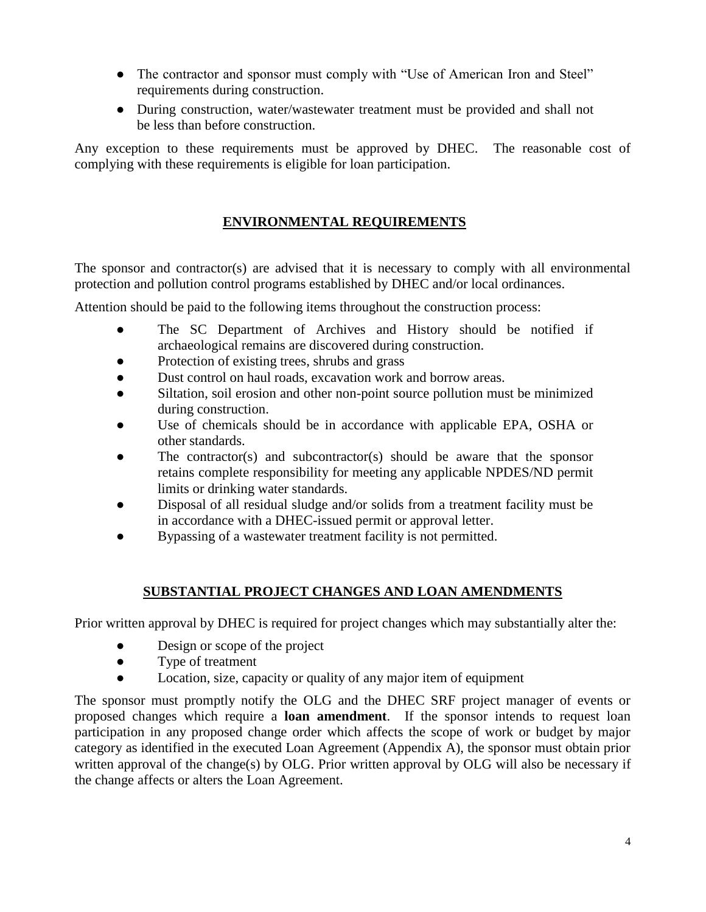- The contractor and sponsor must comply with "Use of American Iron and Steel" requirements during construction.
- During construction, water/wastewater treatment must be provided and shall not be less than before construction.

Any exception to these requirements must be approved by DHEC. The reasonable cost of complying with these requirements is eligible for loan participation.

## ENVIRONMENTAL REQUIREMENTS

The sponsor and contractor(s) are advised that it is necessary to comply with all environmental protection and pollution control programs established by DHEC and/or local ordinances.

Attention should be paid to the following items throughout the construction process:

- The SC Department of Archives and History should be notified if archaeological remains are discovered during construction.
- Protection of existing trees, shrubs and grass
- Dust control on haul roads, excavation work and borrow areas.
- Siltation, soil erosion and other non-point source pollution must be minimized during construction.
- Use of chemicals should be in accordance with applicable EPA, OSHA or other standards.
- The contractor(s) and subcontractor(s) should be aware that the sponsor retains complete responsibility for meeting any applicable NPDES/ND permit limits or drinking water standards.
- Disposal of all residual sludge and/or solids from a treatment facility must be in accordance with a DHEC-issued permit or approval letter.
- Bypassing of a wastewater treatment facility is not permitted.

## SUBSTANTIAL PROJECT CHANGES AND LOAN AMENDMENTS

Prior written approval by DHEC is required for project changes which may substantially alter the:

- Design or scope of the project
- Type of treatment
- Location, size, capacity or quality of any major item of equipment

The sponsor must promptly notify the OLG and the DHEC SRF project manager of events or proposed changes which require a **loan amendment**. If the sponsor intends to request loan participation in any proposed change order which affects the scope of work or budget by major category as identified in the executed Loan Agreement (Appendix A), the sponsor must obtain prior written approval of the change(s) by OLG. Prior written approval by OLG will also be necessary if the change affects or alters the Loan Agreement.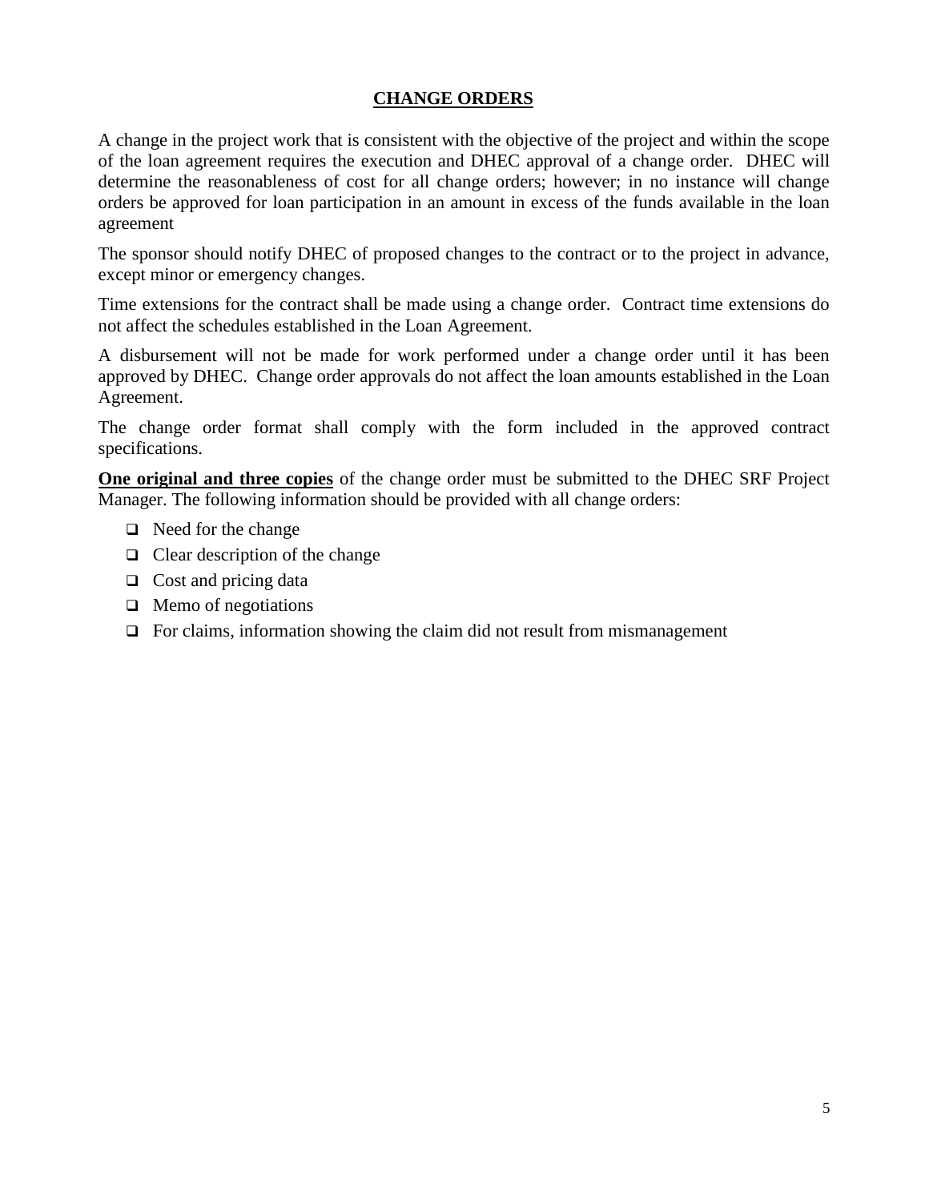## CHANGE ORDERS

A change in the project work that is consistent with the objective of the project and within the scope of the loan agreement requires the execution and DHEC approval of a change order. DHEC will determine the reasonableness of cost for all change orders; however; in no instance will change orders be approved for loan participation in an amount in excess of the funds available in the loan agreement

The sponsor should notify DHEC of proposed changes to the contract or to the project in advance, except minor or emergency changes.

Time extensions for the contract shall be made using a change order. Contract time extensions do not affect the schedules established in the Loan Agreement.

A disbursement will not be made for work performed under a change order until it has been approved by DHEC. Change order approvals do not affect the loan amounts established in the Loan Agreement.

The change order format shall comply with the form included in the approved contract specifications.

**One original and three copies** of the change order must be submitted to the DHEC SRF Project Manager. The following information should be provided with all change orders:

- Need for the change
- Clear description of the change
- Cost and pricing data
- Memo of negotiations
- For claims, information showing the claim did not result from mismanagement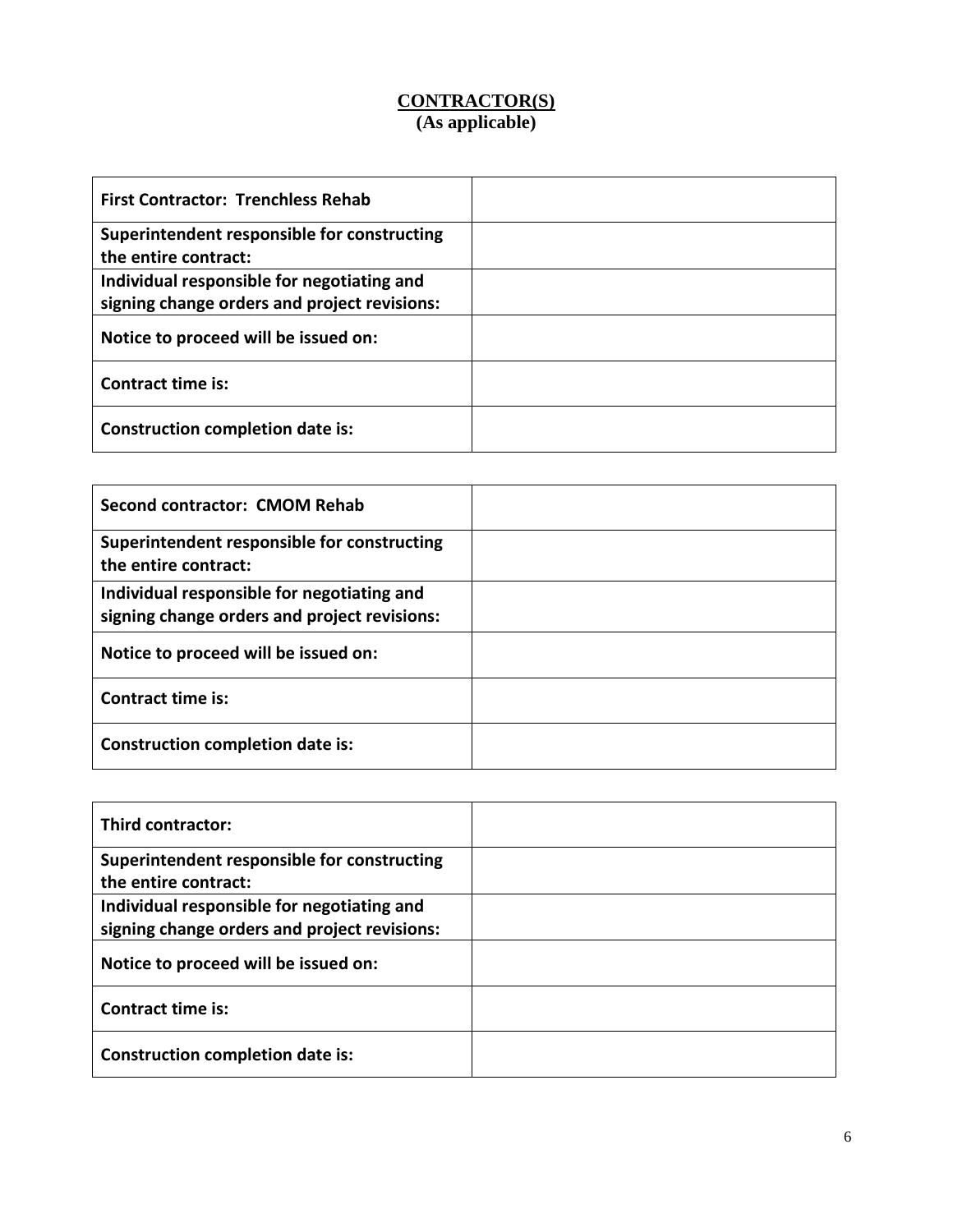**CONTRACTOR(S)**
**(As applicable)**

| **First Contractor: Trenchless Rehab** | |
|---|---|
| **Superintendent responsible for constructing the entire contract:** | |
| **Individual responsible for negotiating and signing change orders and project revisions:** | |
| **Notice to proceed will be issued on:** | |
| **Contract time is:** | |
| **Construction completion date is:** | |

| **Second contractor: CMOM Rehab** | |
|---|---|
| **Superintendent responsible for constructing the entire contract:** | |
| **Individual responsible for negotiating and signing change orders and project revisions:** | |
| **Notice to proceed will be issued on:** | |
| **Contract time is:** | |
| **Construction completion date is:** | |

| **Third contractor:** | |
|---|---|
| **Superintendent responsible for constructing the entire contract:** | |
| **Individual responsible for negotiating and signing change orders and project revisions:** | |
| **Notice to proceed will be issued on:** | |
| **Contract time is:** | |
| **Construction completion date is:** | |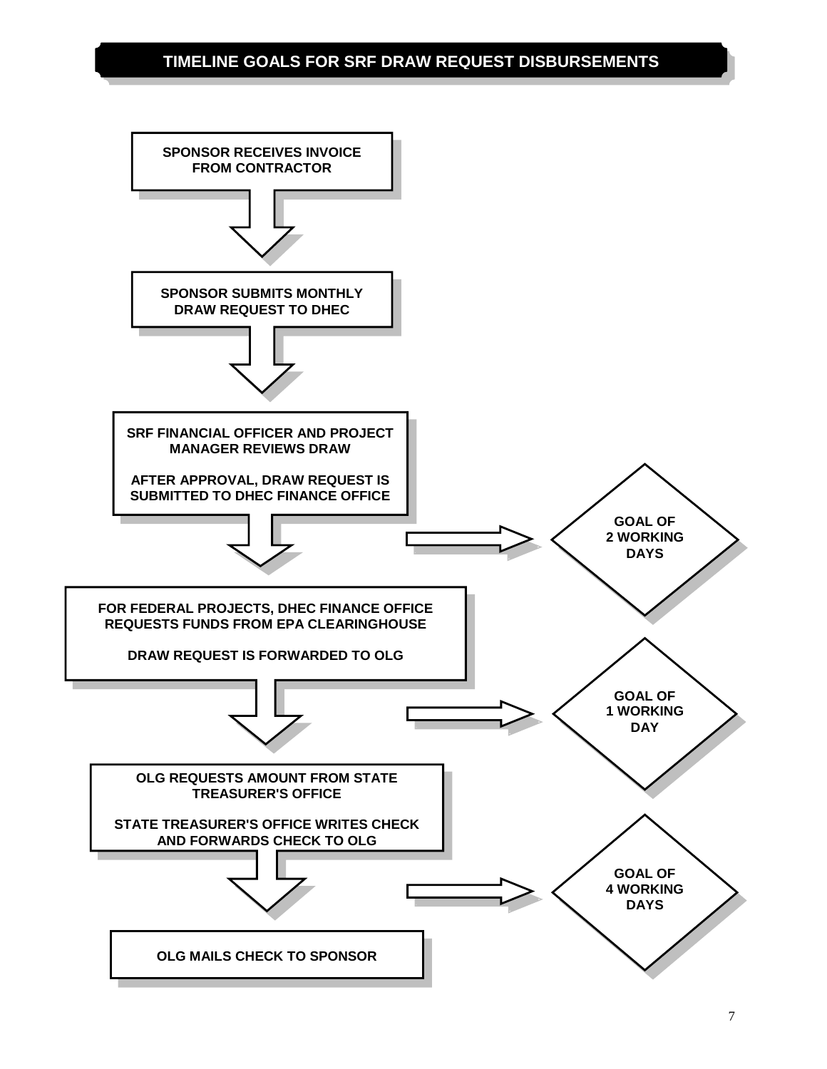# TIMELINE GOALS FOR SRF DRAW REQUEST DISBURSEMENTS

**SPONSOR RECEIVES INVOICE FROM CONTRACTOR**

↓

**SPONSOR SUBMITS MONTHLY DRAW REQUEST TO DHEC**

↓

**SRF FINANCIAL OFFICER AND PROJECT MANAGER REVIEWS DRAW**

**AFTER APPROVAL, DRAW REQUEST IS SUBMITTED TO DHEC FINANCE OFFICE**

→ **GOAL OF 2 WORKING DAYS**

↓

**FOR FEDERAL PROJECTS, DHEC FINANCE OFFICE REQUESTS FUNDS FROM EPA CLEARINGHOUSE**

**DRAW REQUEST IS FORWARDED TO OLG**

→ **GOAL OF 1 WORKING DAY**

↓

**OLG REQUESTS AMOUNT FROM STATE TREASURER'S OFFICE**

**STATE TREASURER'S OFFICE WRITES CHECK AND FORWARDS CHECK TO OLG**

→ **GOAL OF 4 WORKING DAYS**

↓

**OLG MAILS CHECK TO SPONSOR**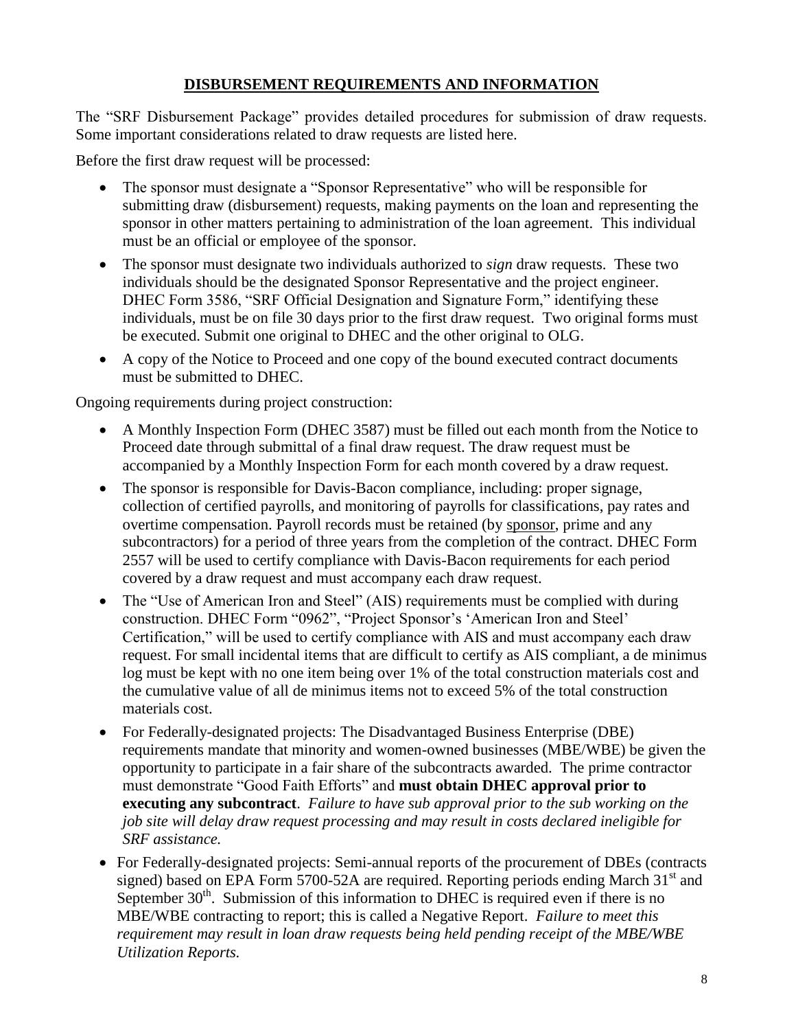## DISBURSEMENT REQUIREMENTS AND INFORMATION

The "SRF Disbursement Package" provides detailed procedures for submission of draw requests. Some important considerations related to draw requests are listed here.

Before the first draw request will be processed:

- The sponsor must designate a "Sponsor Representative" who will be responsible for submitting draw (disbursement) requests, making payments on the loan and representing the sponsor in other matters pertaining to administration of the loan agreement. This individual must be an official or employee of the sponsor.
- The sponsor must designate two individuals authorized to *sign* draw requests. These two individuals should be the designated Sponsor Representative and the project engineer. DHEC Form 3586, "SRF Official Designation and Signature Form," identifying these individuals, must be on file 30 days prior to the first draw request. Two original forms must be executed. Submit one original to DHEC and the other original to OLG.
- A copy of the Notice to Proceed and one copy of the bound executed contract documents must be submitted to DHEC.

Ongoing requirements during project construction:

- A Monthly Inspection Form (DHEC 3587) must be filled out each month from the Notice to Proceed date through submittal of a final draw request. The draw request must be accompanied by a Monthly Inspection Form for each month covered by a draw request.
- The sponsor is responsible for Davis-Bacon compliance, including: proper signage, collection of certified payrolls, and monitoring of payrolls for classifications, pay rates and overtime compensation. Payroll records must be retained (by sponsor, prime and any subcontractors) for a period of three years from the completion of the contract. DHEC Form 2557 will be used to certify compliance with Davis-Bacon requirements for each period covered by a draw request and must accompany each draw request.
- The "Use of American Iron and Steel" (AIS) requirements must be complied with during construction. DHEC Form "0962", "Project Sponsor's 'American Iron and Steel' Certification," will be used to certify compliance with AIS and must accompany each draw request. For small incidental items that are difficult to certify as AIS compliant, a de minimus log must be kept with no one item being over 1% of the total construction materials cost and the cumulative value of all de minimus items not to exceed 5% of the total construction materials cost.
- For Federally-designated projects: The Disadvantaged Business Enterprise (DBE) requirements mandate that minority and women-owned businesses (MBE/WBE) be given the opportunity to participate in a fair share of the subcontracts awarded. The prime contractor must demonstrate "Good Faith Efforts" and **must obtain DHEC approval prior to executing any subcontract**. *Failure to have sub approval prior to the sub working on the job site will delay draw request processing and may result in costs declared ineligible for SRF assistance.*
- For Federally-designated projects: Semi-annual reports of the procurement of DBEs (contracts signed) based on EPA Form 5700-52A are required. Reporting periods ending March 31st and September 30th. Submission of this information to DHEC is required even if there is no MBE/WBE contracting to report; this is called a Negative Report. *Failure to meet this requirement may result in loan draw requests being held pending receipt of the MBE/WBE Utilization Reports.*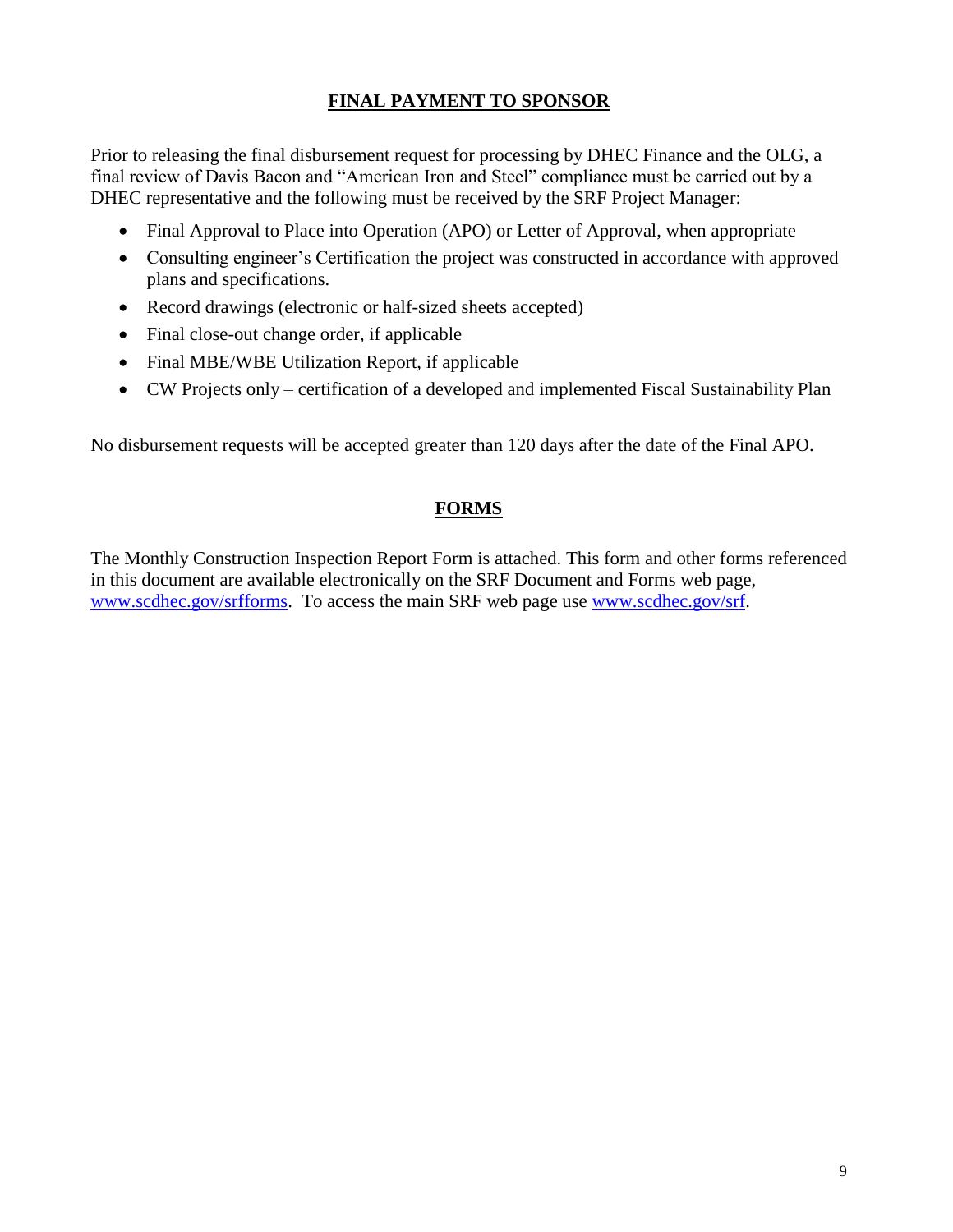## FINAL PAYMENT TO SPONSOR

Prior to releasing the final disbursement request for processing by DHEC Finance and the OLG, a final review of Davis Bacon and "American Iron and Steel" compliance must be carried out by a DHEC representative and the following must be received by the SRF Project Manager:

- Final Approval to Place into Operation (APO) or Letter of Approval, when appropriate
- Consulting engineer's Certification the project was constructed in accordance with approved plans and specifications.
- Record drawings (electronic or half-sized sheets accepted)
- Final close-out change order, if applicable
- Final MBE/WBE Utilization Report, if applicable
- CW Projects only – certification of a developed and implemented Fiscal Sustainability Plan

No disbursement requests will be accepted greater than 120 days after the date of the Final APO.

## FORMS

The Monthly Construction Inspection Report Form is attached. This form and other forms referenced in this document are available electronically on the SRF Document and Forms web page, [www.scdhec.gov/srfforms](http://www.scdhec.gov/srfforms). To access the main SRF web page use [www.scdhec.gov/srf](http://www.scdhec.gov/srf).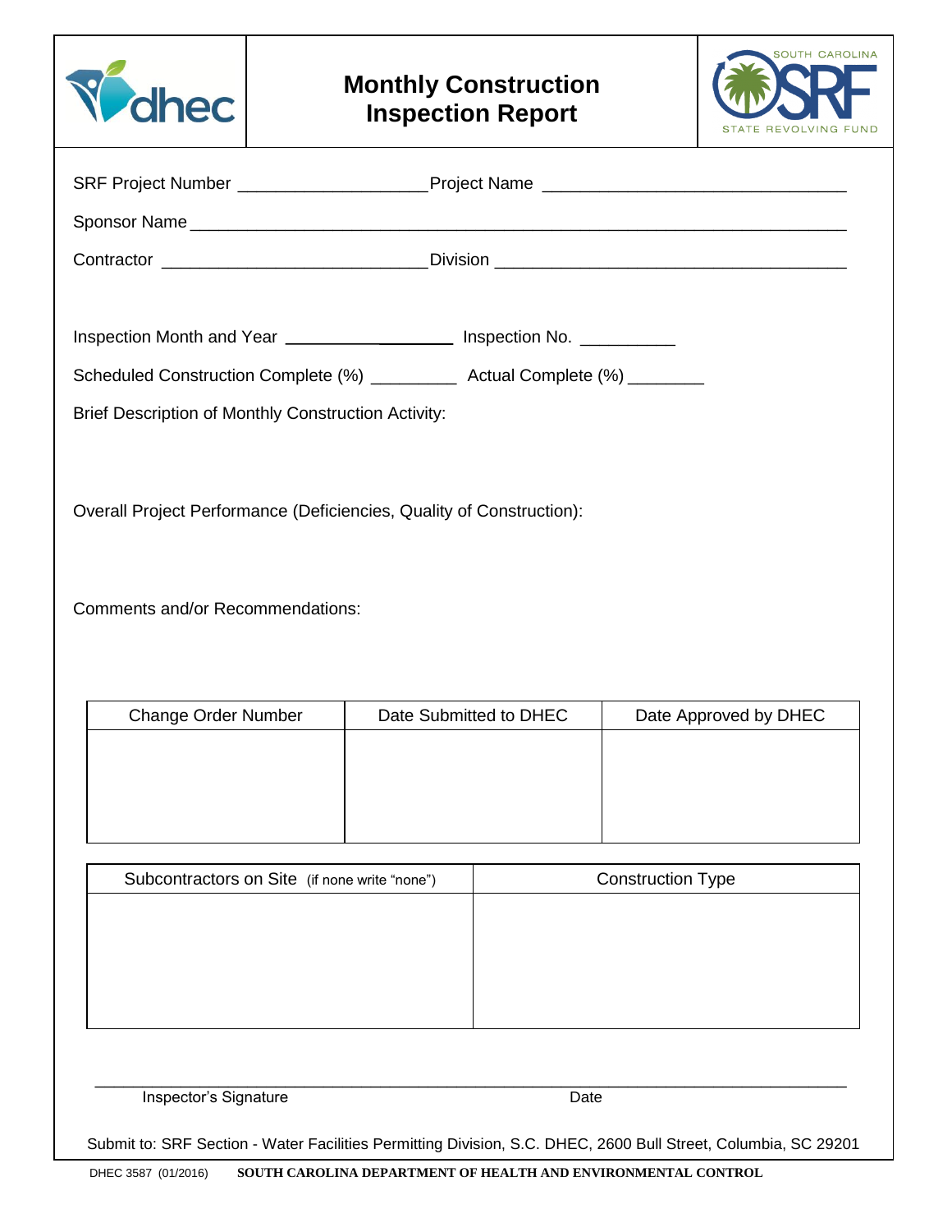# Monthly Construction Inspection Report

SRF Project Number ___________________ Project Name ______________________________

Sponsor Name ________________________________________________________________

Contractor __________________________ Division ___________________________________

Inspection Month and Year _________________ Inspection No. __________

Scheduled Construction Complete (%) _________ Actual Complete (%) ________

Brief Description of Monthly Construction Activity:

Overall Project Performance (Deficiencies, Quality of Construction):

Comments and/or Recommendations:

| Change Order Number | Date Submitted to DHEC | Date Approved by DHEC |
|---|---|---|
| | | |

| Subcontractors on Site (if none write "none") | Construction Type |
|---|---|
| | |

_______________________________________________________________________

Inspector's Signature                                                    Date

Submit to: SRF Section - Water Facilities Permitting Division, S.C. DHEC, 2600 Bull Street, Columbia, SC 29201

DHEC 3587 (01/2016) **SOUTH CAROLINA DEPARTMENT OF HEALTH AND ENVIRONMENTAL CONTROL**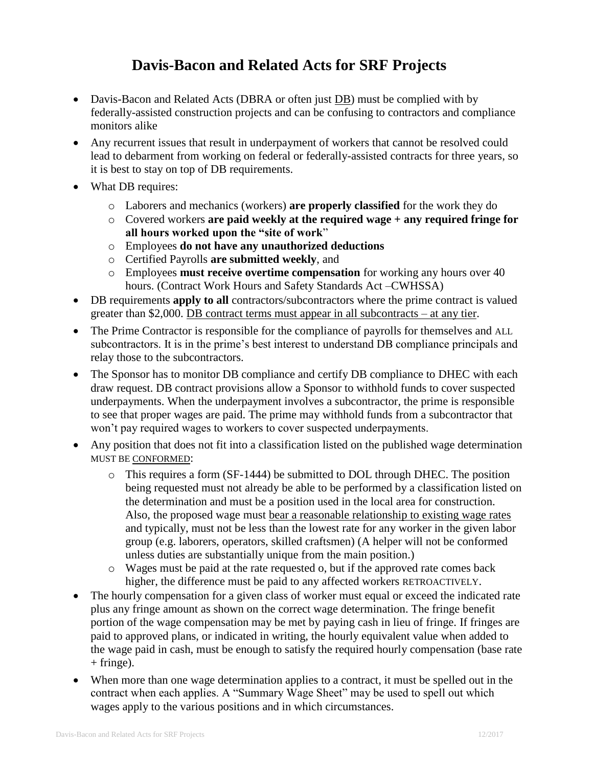# Davis-Bacon and Related Acts for SRF Projects

- Davis-Bacon and Related Acts (DBRA or often just <u>DB</u>) must be complied with by federally-assisted construction projects and can be confusing to contractors and compliance monitors alike
- Any recurrent issues that result in underpayment of workers that cannot be resolved could lead to debarment from working on federal or federally-assisted contracts for three years, so it is best to stay on top of DB requirements.
- What DB requires:
  - Laborers and mechanics (workers) **are properly classified** for the work they do
  - Covered workers **are paid weekly at the required wage + any required fringe for all hours worked upon the "site of work**"
  - Employees **do not have any unauthorized deductions**
  - Certified Payrolls **are submitted weekly**, and
  - Employees **must receive overtime compensation** for working any hours over 40 hours. (Contract Work Hours and Safety Standards Act –CWHSSA)
- DB requirements **apply to all** contractors/subcontractors where the prime contract is valued greater than $2,000. <u>DB contract terms must appear in all subcontracts – at any tier</u>.
- The Prime Contractor is responsible for the compliance of payrolls for themselves and ALL subcontractors. It is in the prime's best interest to understand DB compliance principals and relay those to the subcontractors.
- The Sponsor has to monitor DB compliance and certify DB compliance to DHEC with each draw request. DB contract provisions allow a Sponsor to withhold funds to cover suspected underpayments. When the underpayment involves a subcontractor, the prime is responsible to see that proper wages are paid. The prime may withhold funds from a subcontractor that won't pay required wages to workers to cover suspected underpayments.
- Any position that does not fit into a classification listed on the published wage determination MUST BE <u>CONFORMED</u>:
  - This requires a form (SF-1444) be submitted to DOL through DHEC. The position being requested must not already be able to be performed by a classification listed on the determination and must be a position used in the local area for construction. Also, the proposed wage must <u>bear a reasonable relationship to existing wage rates</u> and typically, must not be less than the lowest rate for any worker in the given labor group (e.g. laborers, operators, skilled craftsmen) (A helper will not be conformed unless duties are substantially unique from the main position.)
  - Wages must be paid at the rate requested o, but if the approved rate comes back higher, the difference must be paid to any affected workers RETROACTIVELY.
- The hourly compensation for a given class of worker must equal or exceed the indicated rate plus any fringe amount as shown on the correct wage determination. The fringe benefit portion of the wage compensation may be met by paying cash in lieu of fringe. If fringes are paid to approved plans, or indicated in writing, the hourly equivalent value when added to the wage paid in cash, must be enough to satisfy the required hourly compensation (base rate + fringe).
- When more than one wage determination applies to a contract, it must be spelled out in the contract when each applies. A "Summary Wage Sheet" may be used to spell out which wages apply to the various positions and in which circumstances.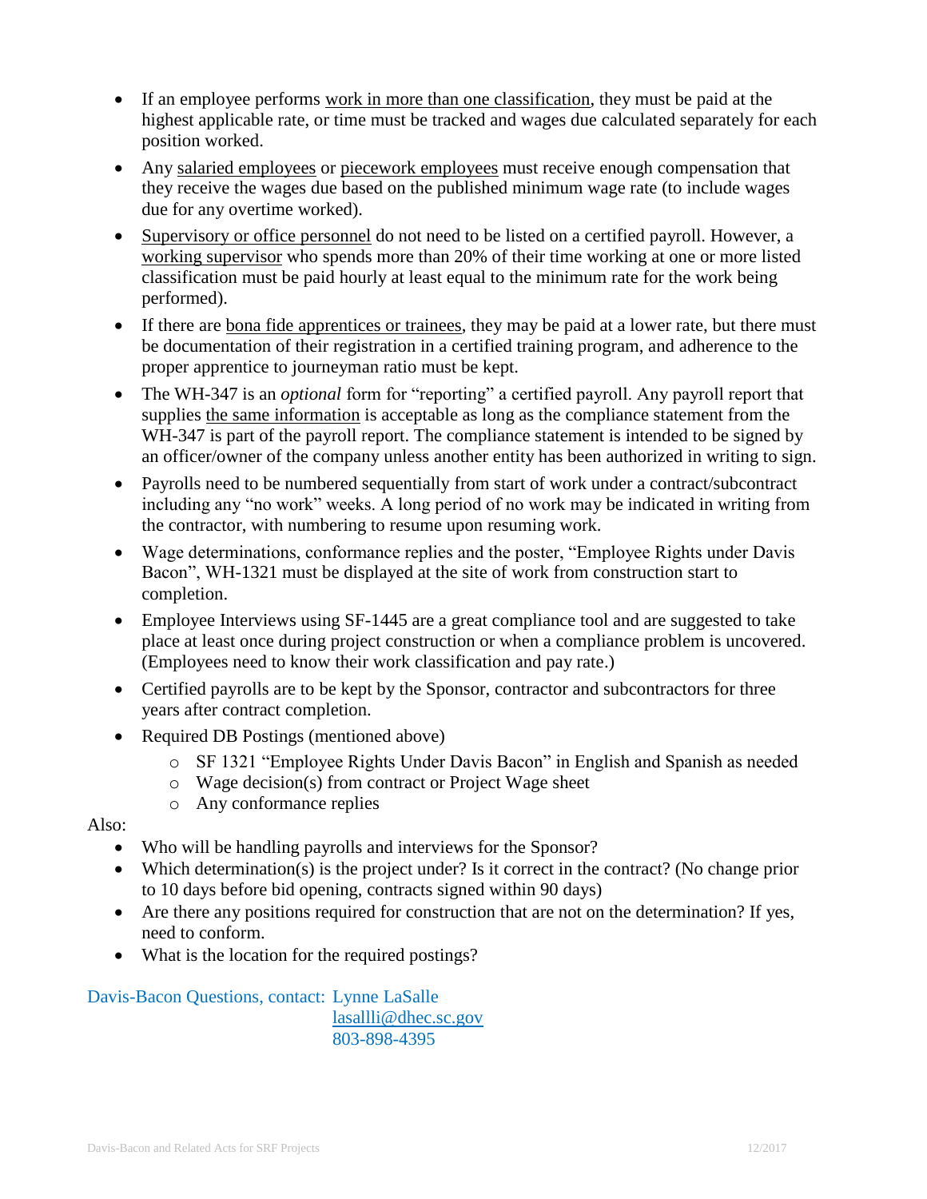- If an employee performs work in more than one classification, they must be paid at the highest applicable rate, or time must be tracked and wages due calculated separately for each position worked.
- Any salaried employees or piecework employees must receive enough compensation that they receive the wages due based on the published minimum wage rate (to include wages due for any overtime worked).
- Supervisory or office personnel do not need to be listed on a certified payroll. However, a working supervisor who spends more than 20% of their time working at one or more listed classification must be paid hourly at least equal to the minimum rate for the work being performed).
- If there are bona fide apprentices or trainees, they may be paid at a lower rate, but there must be documentation of their registration in a certified training program, and adherence to the proper apprentice to journeyman ratio must be kept.
- The WH-347 is an *optional* form for "reporting" a certified payroll. Any payroll report that supplies the same information is acceptable as long as the compliance statement from the WH-347 is part of the payroll report. The compliance statement is intended to be signed by an officer/owner of the company unless another entity has been authorized in writing to sign.
- Payrolls need to be numbered sequentially from start of work under a contract/subcontract including any "no work" weeks. A long period of no work may be indicated in writing from the contractor, with numbering to resume upon resuming work.
- Wage determinations, conformance replies and the poster, "Employee Rights under Davis Bacon", WH-1321 must be displayed at the site of work from construction start to completion.
- Employee Interviews using SF-1445 are a great compliance tool and are suggested to take place at least once during project construction or when a compliance problem is uncovered. (Employees need to know their work classification and pay rate.)
- Certified payrolls are to be kept by the Sponsor, contractor and subcontractors for three years after contract completion.
- Required DB Postings (mentioned above)
  - SF 1321 "Employee Rights Under Davis Bacon" in English and Spanish as needed
  - Wage decision(s) from contract or Project Wage sheet
  - Any conformance replies

Also:

- Who will be handling payrolls and interviews for the Sponsor?
- Which determination(s) is the project under? Is it correct in the contract? (No change prior to 10 days before bid opening, contracts signed within 90 days)
- Are there any positions required for construction that are not on the determination? If yes, need to conform.
- What is the location for the required postings?

Davis-Bacon Questions, contact: Lynne LaSalle
lasallli@dhec.sc.gov
803-898-4395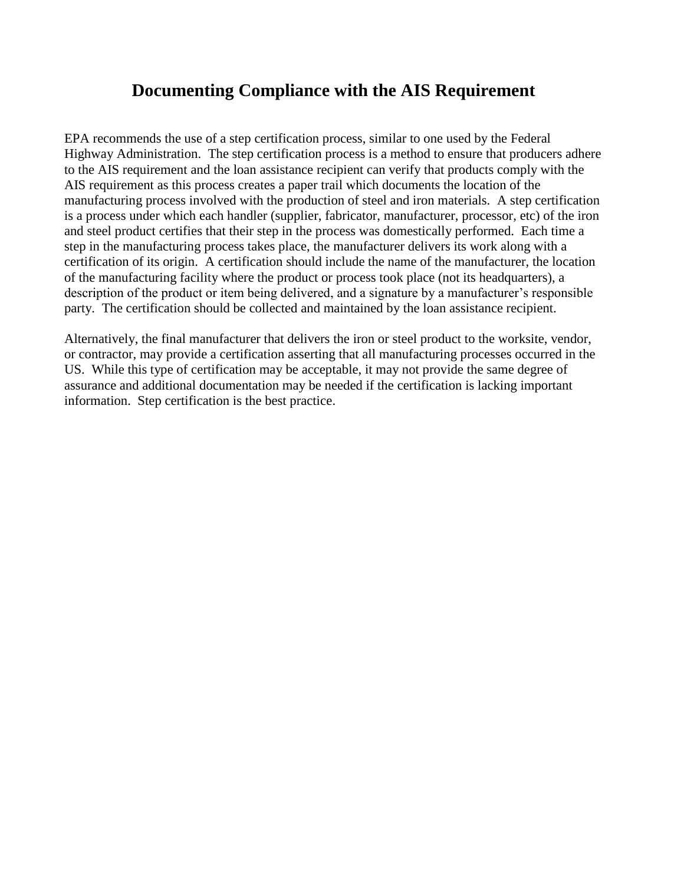# Documenting Compliance with the AIS Requirement

EPA recommends the use of a step certification process, similar to one used by the Federal Highway Administration. The step certification process is a method to ensure that producers adhere to the AIS requirement and the loan assistance recipient can verify that products comply with the AIS requirement as this process creates a paper trail which documents the location of the manufacturing process involved with the production of steel and iron materials. A step certification is a process under which each handler (supplier, fabricator, manufacturer, processor, etc) of the iron and steel product certifies that their step in the process was domestically performed. Each time a step in the manufacturing process takes place, the manufacturer delivers its work along with a certification of its origin. A certification should include the name of the manufacturer, the location of the manufacturing facility where the product or process took place (not its headquarters), a description of the product or item being delivered, and a signature by a manufacturer's responsible party. The certification should be collected and maintained by the loan assistance recipient.

Alternatively, the final manufacturer that delivers the iron or steel product to the worksite, vendor, or contractor, may provide a certification asserting that all manufacturing processes occurred in the US. While this type of certification may be acceptable, it may not provide the same degree of assurance and additional documentation may be needed if the certification is lacking important information. Step certification is the best practice.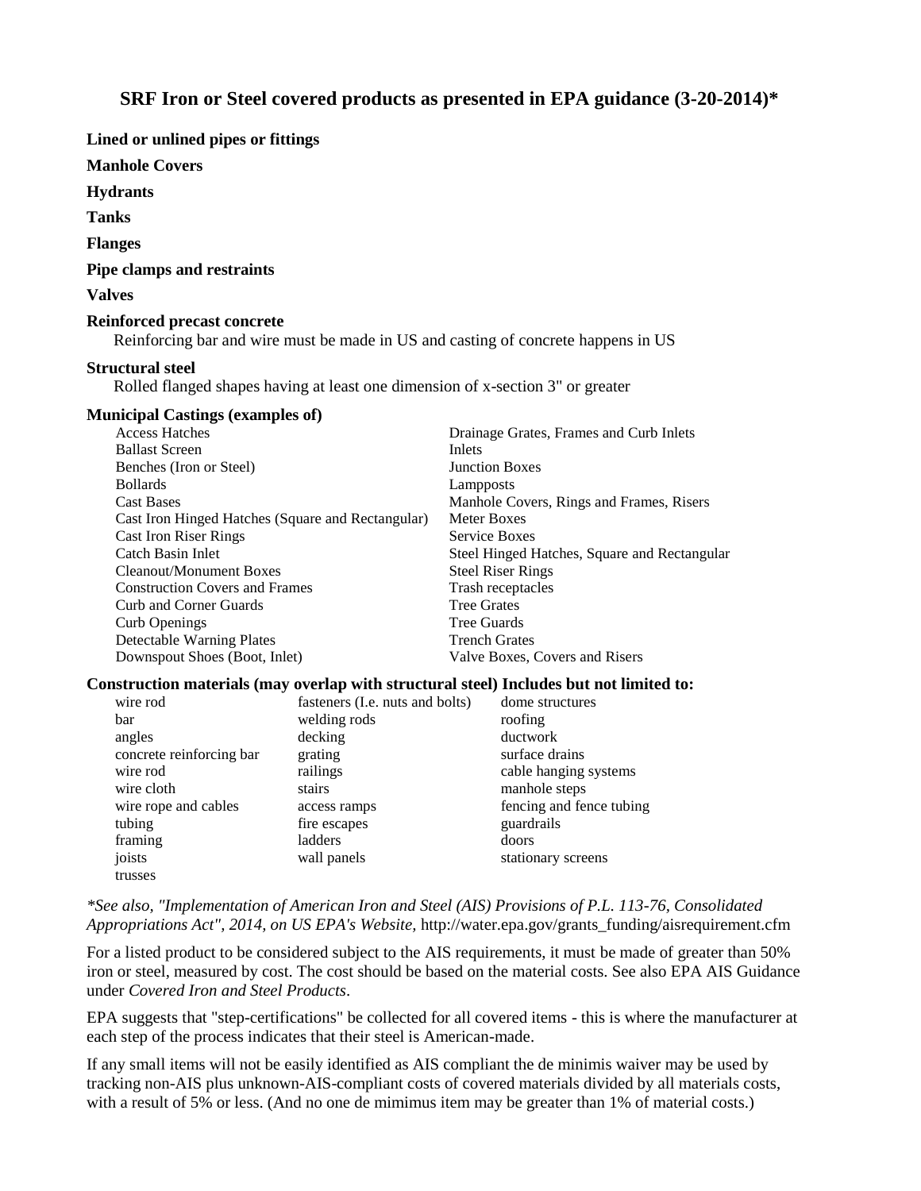## SRF Iron or Steel covered products as presented in EPA guidance (3-20-2014)*

**Lined or unlined pipes or fittings**

**Manhole Covers**

**Hydrants**

**Tanks**

**Flanges**

**Pipe clamps and restraints**

**Valves**

**Reinforced precast concrete**

Reinforcing bar and wire must be made in US and casting of concrete happens in US

**Structural steel**

Rolled flanged shapes having at least one dimension of x-section 3" or greater

**Municipal Castings (examples of)**

| | |
|---|---|
| Access Hatches | Drainage Grates, Frames and Curb Inlets |
| Ballast Screen | Inlets |
| Benches (Iron or Steel) | Junction Boxes |
| Bollards | Lampposts |
| Cast Bases | Manhole Covers, Rings and Frames, Risers |
| Cast Iron Hinged Hatches (Square and Rectangular) | Meter Boxes |
| Cast Iron Riser Rings | Service Boxes |
| Catch Basin Inlet | Steel Hinged Hatches, Square and Rectangular |
| Cleanout/Monument Boxes | Steel Riser Rings |
| Construction Covers and Frames | Trash receptacles |
| Curb and Corner Guards | Tree Grates |
| Curb Openings | Tree Guards |
| Detectable Warning Plates | Trench Grates |
| Downspout Shoes (Boot, Inlet) | Valve Boxes, Covers and Risers |

**Construction materials (may overlap with structural steel) Includes but not limited to:**

| | | |
|---|---|---|
| wire rod | fasteners (I.e. nuts and bolts) | dome structures |
| bar | welding rods | roofing |
| angles | decking | ductwork |
| concrete reinforcing bar | grating | surface drains |
| wire rod | railings | cable hanging systems |
| wire cloth | stairs | manhole steps |
| wire rope and cables | access ramps | fencing and fence tubing |
| tubing | fire escapes | guardrails |
| framing | ladders | doors |
| joists | wall panels | stationary screens |
| trusses | | |

*\*See also, "Implementation of American Iron and Steel (AIS) Provisions of P.L. 113-76, Consolidated Appropriations Act", 2014, on US EPA's Website,* http://water.epa.gov/grants_funding/aisrequirement.cfm

For a listed product to be considered subject to the AIS requirements, it must be made of greater than 50% iron or steel, measured by cost. The cost should be based on the material costs. See also EPA AIS Guidance under *Covered Iron and Steel Products*.

EPA suggests that "step-certifications" be collected for all covered items - this is where the manufacturer at each step of the process indicates that their steel is American-made.

If any small items will not be easily identified as AIS compliant the de minimis waiver may be used by tracking non-AIS plus unknown-AIS-compliant costs of covered materials divided by all materials costs, with a result of 5% or less. (And no one de mimimus item may be greater than 1% of material costs.)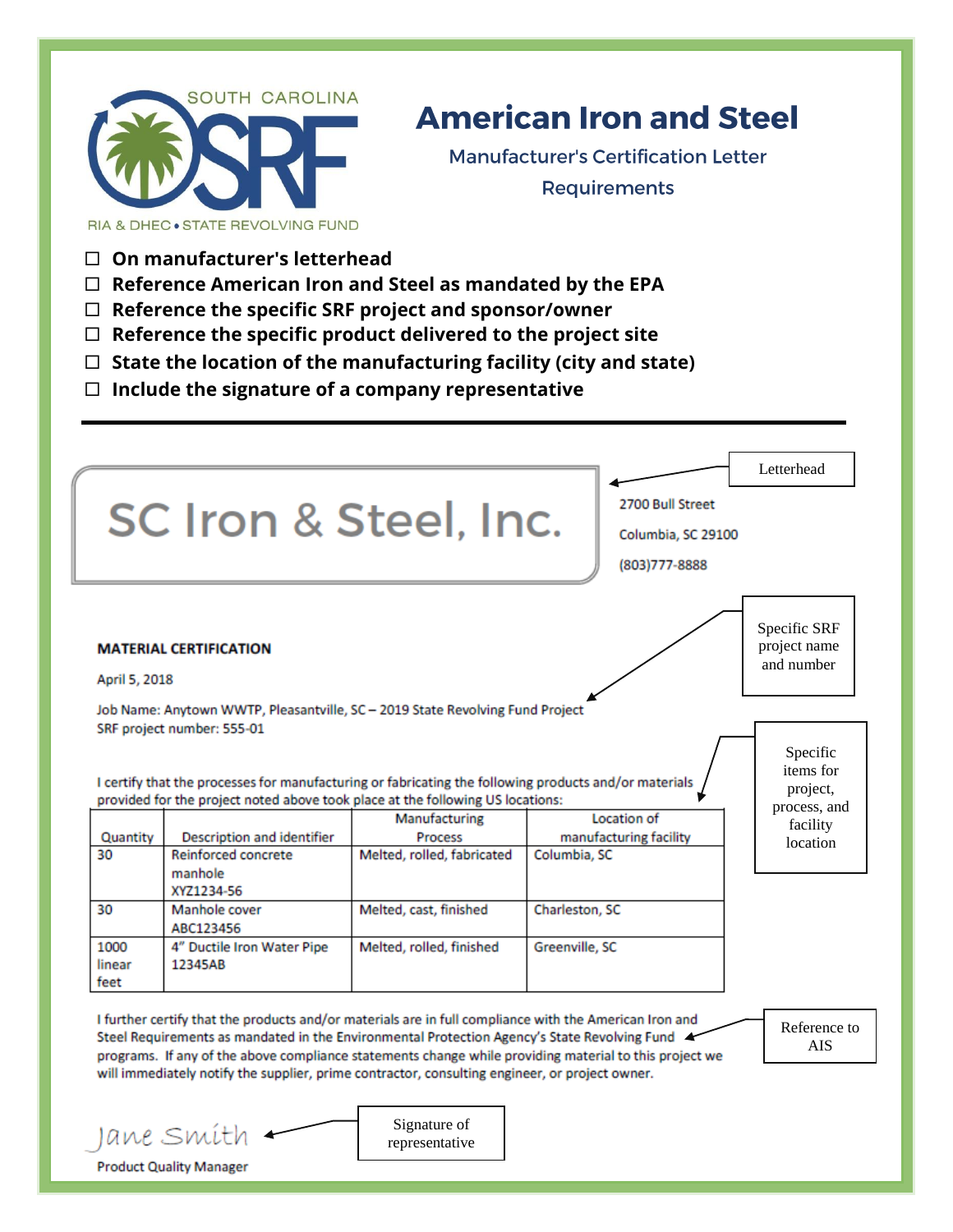SOUTH CAROLINA SRF

RIA & DHEC • STATE REVOLVING FUND

# American Iron and Steel

## Manufacturer's Certification Letter Requirements

- ☐ **On manufacturer's letterhead**
- ☐ **Reference American Iron and Steel as mandated by the EPA**
- ☐ **Reference the specific SRF project and sponsor/owner**
- ☐ **Reference the specific product delivered to the project site**
- ☐ **State the location of the manufacturing facility (city and state)**
- ☐ **Include the signature of a company representative**

---

Letterhead

**SC Iron & Steel, Inc.**

2700 Bull Street

Columbia, SC 29100

(803)777-8888

Specific SRF project name and number

**MATERIAL CERTIFICATION**

April 5, 2018

Job Name: Anytown WWTP, Pleasantville, SC – 2019 State Revolving Fund Project
SRF project number: 555-01

Specific items for project, process, and facility location

I certify that the processes for manufacturing or fabricating the following products and/or materials provided for the project noted above took place at the following US locations:

| Quantity | Description and identifier | Manufacturing Process | Location of manufacturing facility |
|---|---|---|---|
| 30 | Reinforced concrete manhole XYZ1234-56 | Melted, rolled, fabricated | Columbia, SC |
| 30 | Manhole cover ABC123456 | Melted, cast, finished | Charleston, SC |
| 1000 linear feet | 4" Ductile Iron Water Pipe 12345AB | Melted, rolled, finished | Greenville, SC |

I further certify that the products and/or materials are in full compliance with the American Iron and Steel Requirements as mandated in the Environmental Protection Agency's State Revolving Fund programs. If any of the above compliance statements change while providing material to this project we will immediately notify the supplier, prime contractor, consulting engineer, or project owner.

Reference to AIS

*Jane Smith*

Product Quality Manager

Signature of representative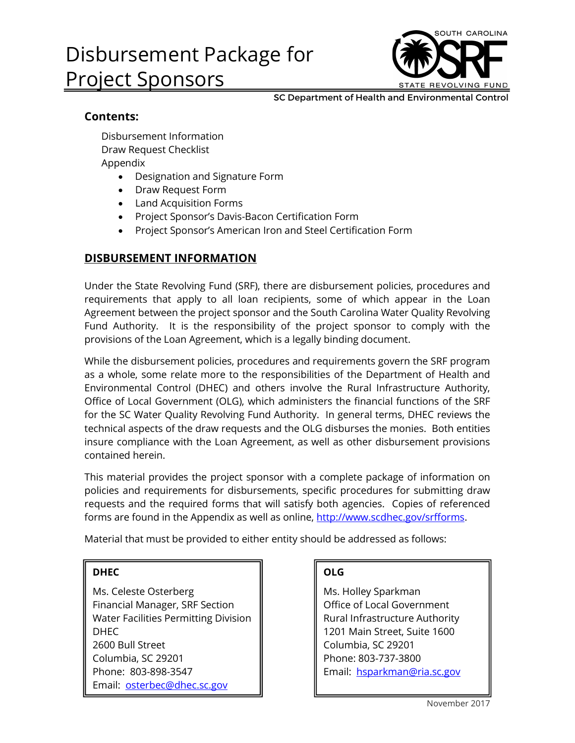# Disbursement Package for Project Sponsors

SOUTH CAROLINA SRF STATE REVOLVING FUND

SC Department of Health and Environmental Control

**Contents:**

Disbursement Information
Draw Request Checklist
Appendix

- Designation and Signature Form
- Draw Request Form
- Land Acquisition Forms
- Project Sponsor's Davis-Bacon Certification Form
- Project Sponsor's American Iron and Steel Certification Form

## DISBURSEMENT INFORMATION

Under the State Revolving Fund (SRF), there are disbursement policies, procedures and requirements that apply to all loan recipients, some of which appear in the Loan Agreement between the project sponsor and the South Carolina Water Quality Revolving Fund Authority. It is the responsibility of the project sponsor to comply with the provisions of the Loan Agreement, which is a legally binding document.

While the disbursement policies, procedures and requirements govern the SRF program as a whole, some relate more to the responsibilities of the Department of Health and Environmental Control (DHEC) and others involve the Rural Infrastructure Authority, Office of Local Government (OLG), which administers the financial functions of the SRF for the SC Water Quality Revolving Fund Authority. In general terms, DHEC reviews the technical aspects of the draw requests and the OLG disburses the monies. Both entities insure compliance with the Loan Agreement, as well as other disbursement provisions contained herein.

This material provides the project sponsor with a complete package of information on policies and requirements for disbursements, specific procedures for submitting draw requests and the required forms that will satisfy both agencies. Copies of referenced forms are found in the Appendix as well as online, http://www.scdhec.gov/srfforms.

Material that must be provided to either entity should be addressed as follows:

**DHEC**

Ms. Celeste Osterberg
Financial Manager, SRF Section
Water Facilities Permitting Division
DHEC
2600 Bull Street
Columbia, SC 29201
Phone: 803-898-3547
Email: osterbec@dhec.sc.gov

**OLG**

Ms. Holley Sparkman
Office of Local Government
Rural Infrastructure Authority
1201 Main Street, Suite 1600
Columbia, SC 29201
Phone: 803-737-3800
Email: hsparkman@ria.sc.gov

November 2017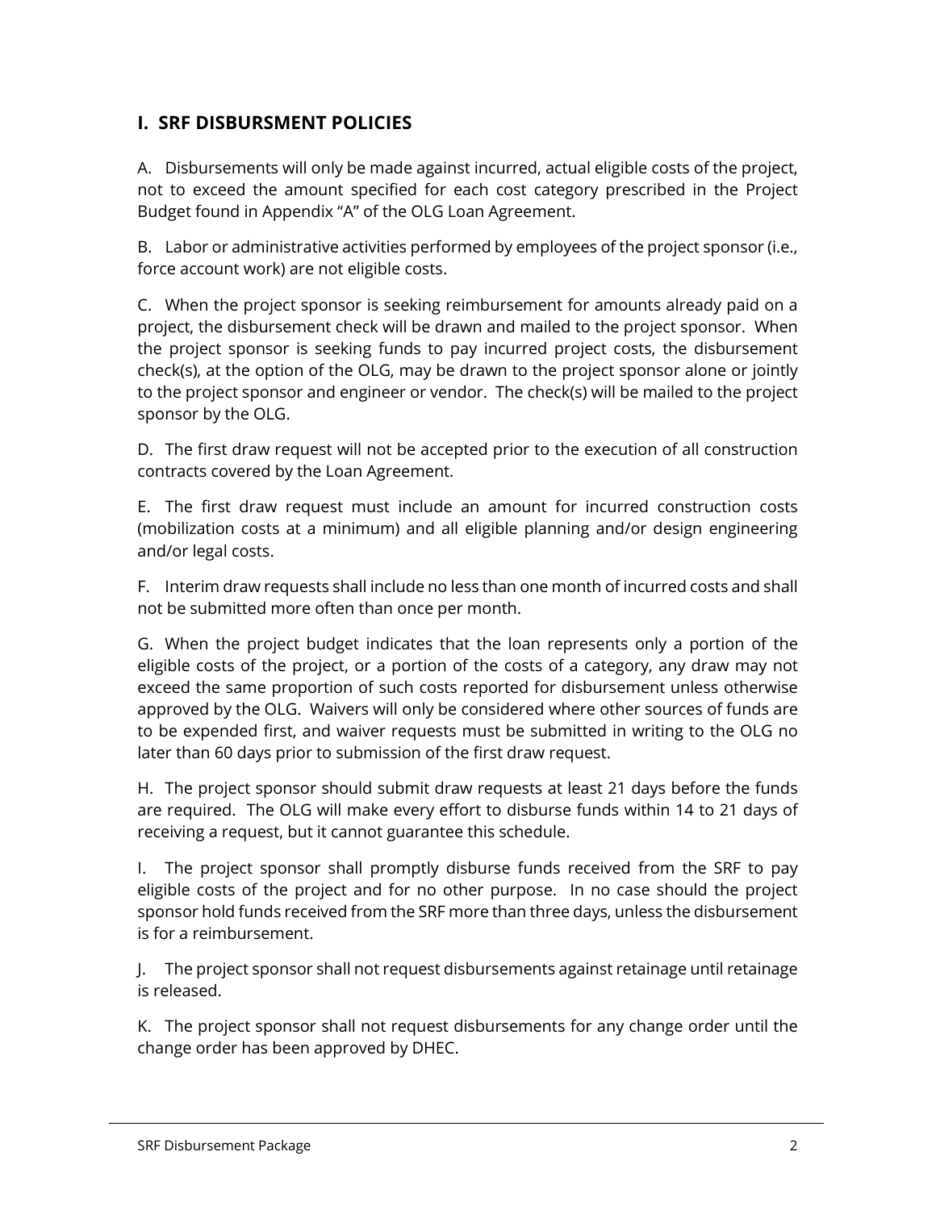## I. SRF DISBURSMENT POLICIES

A. Disbursements will only be made against incurred, actual eligible costs of the project, not to exceed the amount specified for each cost category prescribed in the Project Budget found in Appendix "A" of the OLG Loan Agreement.

B. Labor or administrative activities performed by employees of the project sponsor (i.e., force account work) are not eligible costs.

C. When the project sponsor is seeking reimbursement for amounts already paid on a project, the disbursement check will be drawn and mailed to the project sponsor. When the project sponsor is seeking funds to pay incurred project costs, the disbursement check(s), at the option of the OLG, may be drawn to the project sponsor alone or jointly to the project sponsor and engineer or vendor. The check(s) will be mailed to the project sponsor by the OLG.

D. The first draw request will not be accepted prior to the execution of all construction contracts covered by the Loan Agreement.

E. The first draw request must include an amount for incurred construction costs (mobilization costs at a minimum) and all eligible planning and/or design engineering and/or legal costs.

F. Interim draw requests shall include no less than one month of incurred costs and shall not be submitted more often than once per month.

G. When the project budget indicates that the loan represents only a portion of the eligible costs of the project, or a portion of the costs of a category, any draw may not exceed the same proportion of such costs reported for disbursement unless otherwise approved by the OLG. Waivers will only be considered where other sources of funds are to be expended first, and waiver requests must be submitted in writing to the OLG no later than 60 days prior to submission of the first draw request.

H. The project sponsor should submit draw requests at least 21 days before the funds are required. The OLG will make every effort to disburse funds within 14 to 21 days of receiving a request, but it cannot guarantee this schedule.

I. The project sponsor shall promptly disburse funds received from the SRF to pay eligible costs of the project and for no other purpose. In no case should the project sponsor hold funds received from the SRF more than three days, unless the disbursement is for a reimbursement.

J. The project sponsor shall not request disbursements against retainage until retainage is released.

K. The project sponsor shall not request disbursements for any change order until the change order has been approved by DHEC.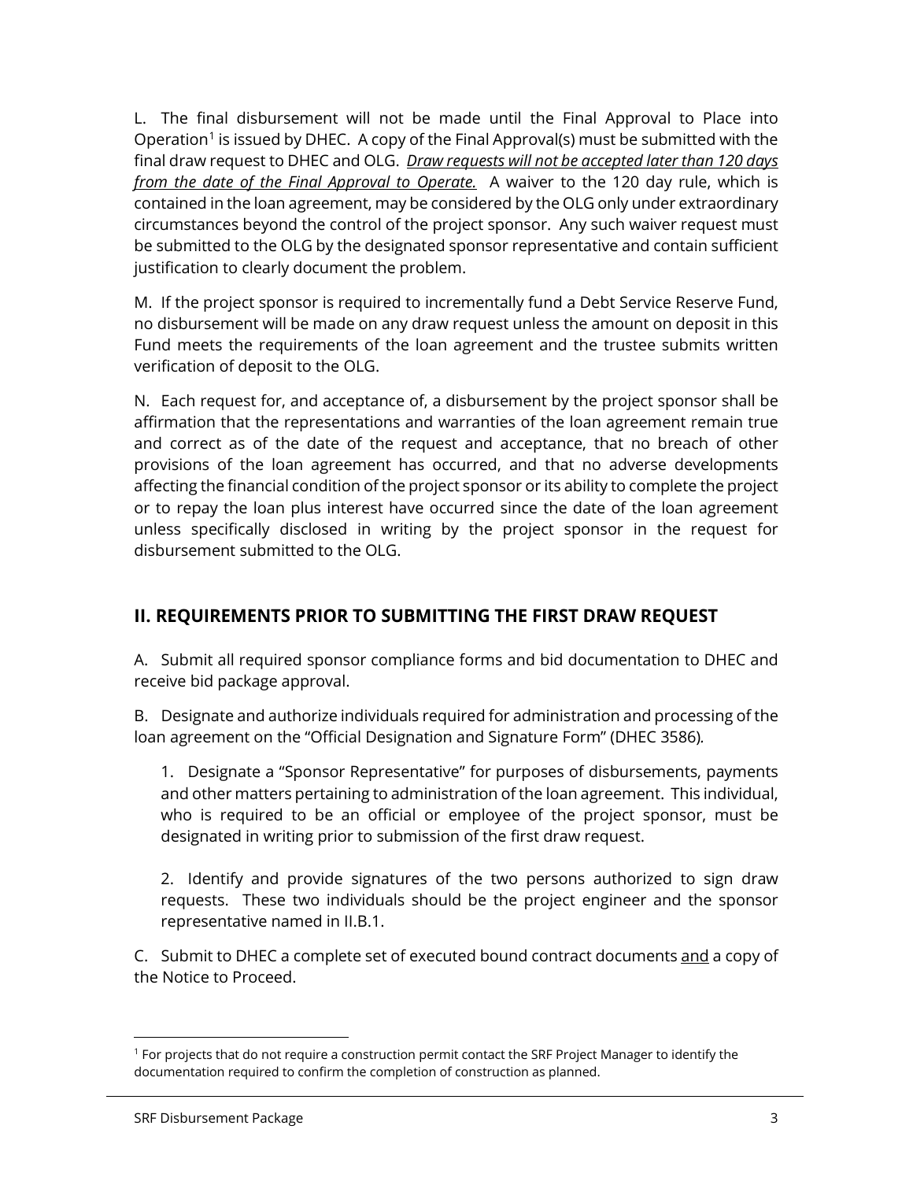L. The final disbursement will not be made until the Final Approval to Place into Operation[1] is issued by DHEC. A copy of the Final Approval(s) must be submitted with the final draw request to DHEC and OLG. ***Draw requests will not be accepted later than 120 days from the date of the Final Approval to Operate.*** A waiver to the 120 day rule, which is contained in the loan agreement, may be considered by the OLG only under extraordinary circumstances beyond the control of the project sponsor. Any such waiver request must be submitted to the OLG by the designated sponsor representative and contain sufficient justification to clearly document the problem.

M. If the project sponsor is required to incrementally fund a Debt Service Reserve Fund, no disbursement will be made on any draw request unless the amount on deposit in this Fund meets the requirements of the loan agreement and the trustee submits written verification of deposit to the OLG.

N. Each request for, and acceptance of, a disbursement by the project sponsor shall be affirmation that the representations and warranties of the loan agreement remain true and correct as of the date of the request and acceptance, that no breach of other provisions of the loan agreement has occurred, and that no adverse developments affecting the financial condition of the project sponsor or its ability to complete the project or to repay the loan plus interest have occurred since the date of the loan agreement unless specifically disclosed in writing by the project sponsor in the request for disbursement submitted to the OLG.

## II. REQUIREMENTS PRIOR TO SUBMITTING THE FIRST DRAW REQUEST

A. Submit all required sponsor compliance forms and bid documentation to DHEC and receive bid package approval.

B. Designate and authorize individuals required for administration and processing of the loan agreement on the "Official Designation and Signature Form" (DHEC 3586).

1. Designate a "Sponsor Representative" for purposes of disbursements, payments and other matters pertaining to administration of the loan agreement. This individual, who is required to be an official or employee of the project sponsor, must be designated in writing prior to submission of the first draw request.

2. Identify and provide signatures of the two persons authorized to sign draw requests. These two individuals should be the project engineer and the sponsor representative named in II.B.1.

C. Submit to DHEC a complete set of executed bound contract documents and a copy of the Notice to Proceed.

[1] For projects that do not require a construction permit contact the SRF Project Manager to identify the documentation required to confirm the completion of construction as planned.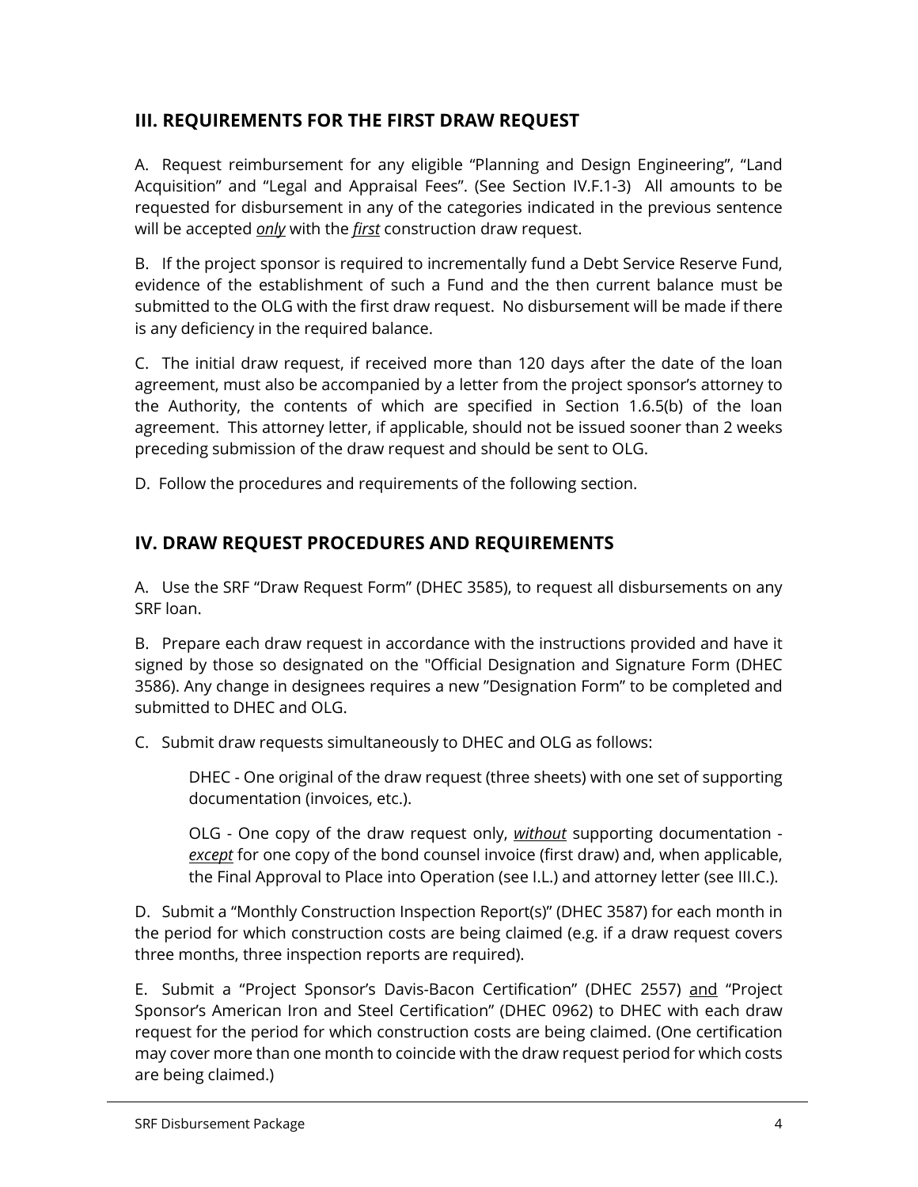## III. REQUIREMENTS FOR THE FIRST DRAW REQUEST

A. Request reimbursement for any eligible "Planning and Design Engineering", "Land Acquisition" and "Legal and Appraisal Fees". (See Section IV.F.1-3) All amounts to be requested for disbursement in any of the categories indicated in the previous sentence will be accepted ***only*** with the ***first*** construction draw request.

B. If the project sponsor is required to incrementally fund a Debt Service Reserve Fund, evidence of the establishment of such a Fund and the then current balance must be submitted to the OLG with the first draw request. No disbursement will be made if there is any deficiency in the required balance.

C. The initial draw request, if received more than 120 days after the date of the loan agreement, must also be accompanied by a letter from the project sponsor's attorney to the Authority, the contents of which are specified in Section 1.6.5(b) of the loan agreement. This attorney letter, if applicable, should not be issued sooner than 2 weeks preceding submission of the draw request and should be sent to OLG.

D. Follow the procedures and requirements of the following section.

## IV. DRAW REQUEST PROCEDURES AND REQUIREMENTS

A. Use the SRF "Draw Request Form" (DHEC 3585), to request all disbursements on any SRF loan.

B. Prepare each draw request in accordance with the instructions provided and have it signed by those so designated on the "Official Designation and Signature Form (DHEC 3586). Any change in designees requires a new "Designation Form" to be completed and submitted to DHEC and OLG.

C. Submit draw requests simultaneously to DHEC and OLG as follows:

> DHEC - One original of the draw request (three sheets) with one set of supporting documentation (invoices, etc.).
>
> OLG - One copy of the draw request only, ***without*** supporting documentation - ***except*** for one copy of the bond counsel invoice (first draw) and, when applicable, the Final Approval to Place into Operation (see I.L.) and attorney letter (see III.C.).

D. Submit a "Monthly Construction Inspection Report(s)" (DHEC 3587) for each month in the period for which construction costs are being claimed (e.g. if a draw request covers three months, three inspection reports are required).

E. Submit a "Project Sponsor's Davis-Bacon Certification" (DHEC 2557) and "Project Sponsor's American Iron and Steel Certification" (DHEC 0962) to DHEC with each draw request for the period for which construction costs are being claimed. (One certification may cover more than one month to coincide with the draw request period for which costs are being claimed.)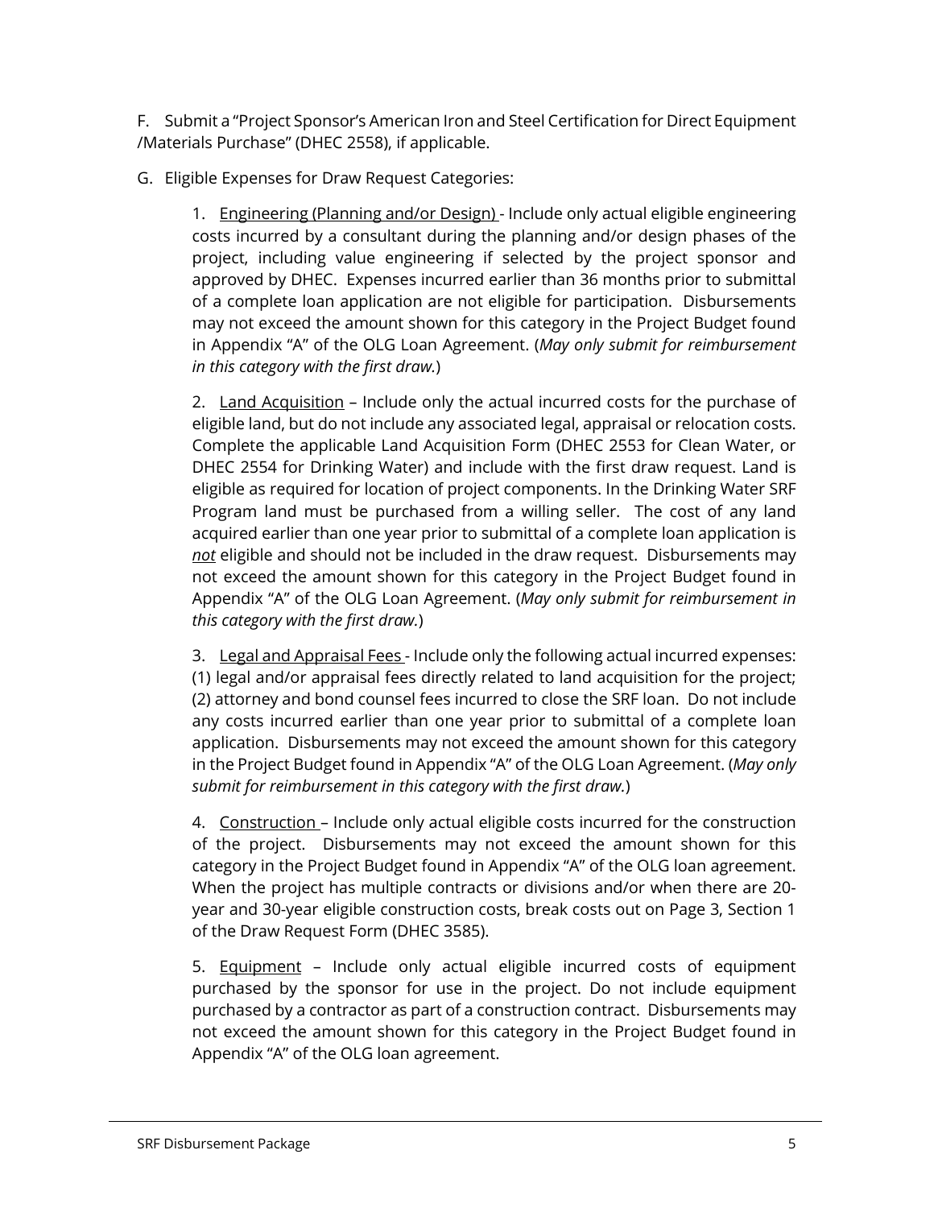F. Submit a "Project Sponsor's American Iron and Steel Certification for Direct Equipment /Materials Purchase" (DHEC 2558), if applicable.

G. Eligible Expenses for Draw Request Categories:

1. <u>Engineering (Planning and/or Design)</u> - Include only actual eligible engineering costs incurred by a consultant during the planning and/or design phases of the project, including value engineering if selected by the project sponsor and approved by DHEC. Expenses incurred earlier than 36 months prior to submittal of a complete loan application are not eligible for participation. Disbursements may not exceed the amount shown for this category in the Project Budget found in Appendix "A" of the OLG Loan Agreement. (*May only submit for reimbursement in this category with the first draw.*)

2. <u>Land Acquisition</u> – Include only the actual incurred costs for the purchase of eligible land, but do not include any associated legal, appraisal or relocation costs. Complete the applicable Land Acquisition Form (DHEC 2553 for Clean Water, or DHEC 2554 for Drinking Water) and include with the first draw request. Land is eligible as required for location of project components. In the Drinking Water SRF Program land must be purchased from a willing seller. The cost of any land acquired earlier than one year prior to submittal of a complete loan application is ***<u>not</u>*** eligible and should not be included in the draw request. Disbursements may not exceed the amount shown for this category in the Project Budget found in Appendix "A" of the OLG Loan Agreement. (*May only submit for reimbursement in this category with the first draw.*)

3. <u>Legal and Appraisal Fees</u> - Include only the following actual incurred expenses: (1) legal and/or appraisal fees directly related to land acquisition for the project; (2) attorney and bond counsel fees incurred to close the SRF loan. Do not include any costs incurred earlier than one year prior to submittal of a complete loan application. Disbursements may not exceed the amount shown for this category in the Project Budget found in Appendix "A" of the OLG Loan Agreement. (*May only submit for reimbursement in this category with the first draw.*)

4. <u>Construction</u> – Include only actual eligible costs incurred for the construction of the project. Disbursements may not exceed the amount shown for this category in the Project Budget found in Appendix "A" of the OLG loan agreement. When the project has multiple contracts or divisions and/or when there are 20-year and 30-year eligible construction costs, break costs out on Page 3, Section 1 of the Draw Request Form (DHEC 3585).

5. <u>Equipment</u> – Include only actual eligible incurred costs of equipment purchased by the sponsor for use in the project. Do not include equipment purchased by a contractor as part of a construction contract. Disbursements may not exceed the amount shown for this category in the Project Budget found in Appendix "A" of the OLG loan agreement.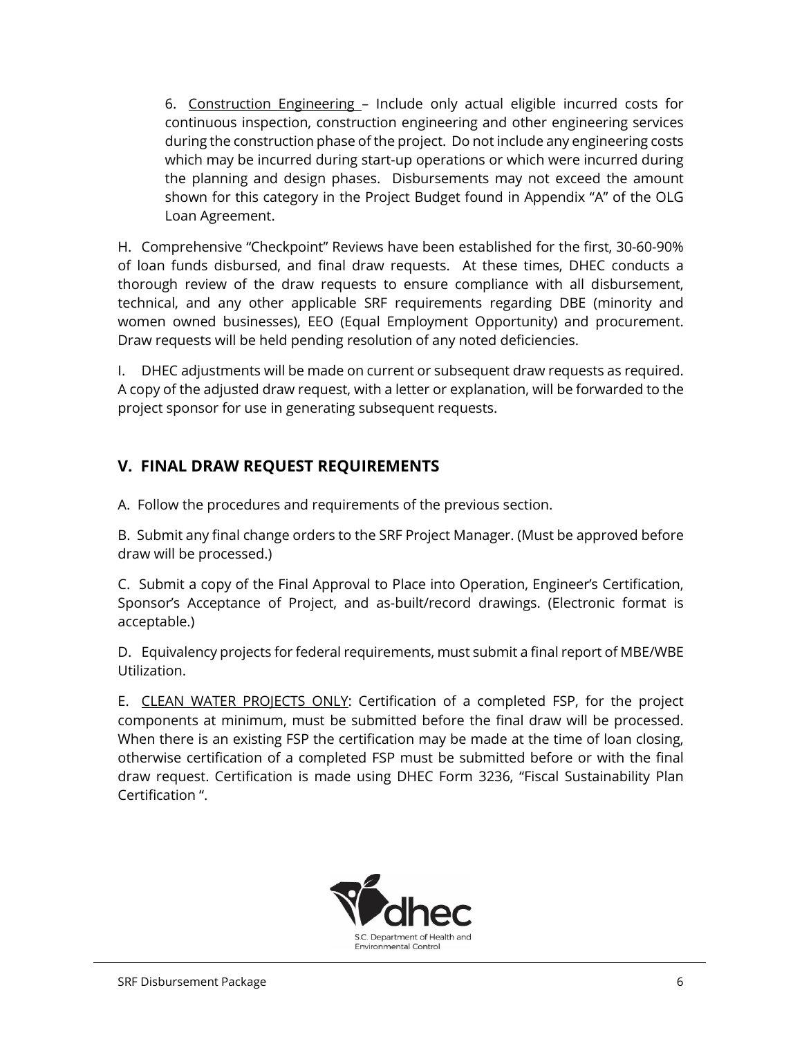6. Construction Engineering – Include only actual eligible incurred costs for continuous inspection, construction engineering and other engineering services during the construction phase of the project. Do not include any engineering costs which may be incurred during start-up operations or which were incurred during the planning and design phases. Disbursements may not exceed the amount shown for this category in the Project Budget found in Appendix "A" of the OLG Loan Agreement.

H. Comprehensive "Checkpoint" Reviews have been established for the first, 30-60-90% of loan funds disbursed, and final draw requests. At these times, DHEC conducts a thorough review of the draw requests to ensure compliance with all disbursement, technical, and any other applicable SRF requirements regarding DBE (minority and women owned businesses), EEO (Equal Employment Opportunity) and procurement. Draw requests will be held pending resolution of any noted deficiencies.

I. DHEC adjustments will be made on current or subsequent draw requests as required. A copy of the adjusted draw request, with a letter or explanation, will be forwarded to the project sponsor for use in generating subsequent requests.

## V. FINAL DRAW REQUEST REQUIREMENTS

A. Follow the procedures and requirements of the previous section.

B. Submit any final change orders to the SRF Project Manager. (Must be approved before draw will be processed.)

C. Submit a copy of the Final Approval to Place into Operation, Engineer's Certification, Sponsor's Acceptance of Project, and as-built/record drawings. (Electronic format is acceptable.)

D. Equivalency projects for federal requirements, must submit a final report of MBE/WBE Utilization.

E. CLEAN WATER PROJECTS ONLY: Certification of a completed FSP, for the project components at minimum, must be submitted before the final draw will be processed. When there is an existing FSP the certification may be made at the time of loan closing, otherwise certification of a completed FSP must be submitted before or with the final draw request. Certification is made using DHEC Form 3236, "Fiscal Sustainability Plan Certification ".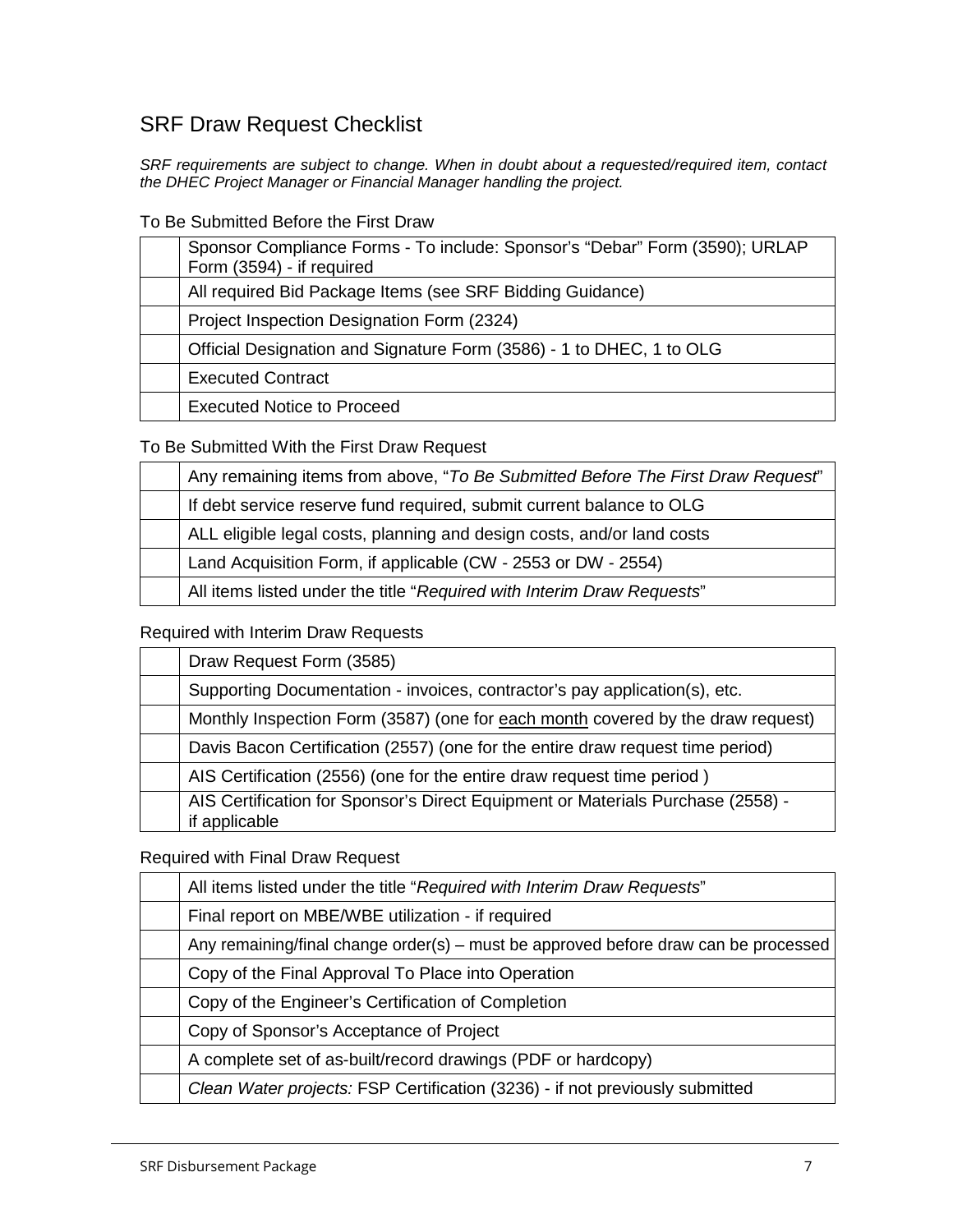# SRF Draw Request Checklist

*SRF requirements are subject to change. When in doubt about a requested/required item, contact the DHEC Project Manager or Financial Manager handling the project.*

To Be Submitted Before the First Draw

| | |
|---|---|
| | Sponsor Compliance Forms - To include: Sponsor's "Debar" Form (3590); URLAP Form (3594) - if required |
| | All required Bid Package Items (see SRF Bidding Guidance) |
| | Project Inspection Designation Form (2324) |
| | Official Designation and Signature Form (3586) - 1 to DHEC, 1 to OLG |
| | Executed Contract |
| | Executed Notice to Proceed |

To Be Submitted With the First Draw Request

| | |
|---|---|
| | Any remaining items from above, "*To Be Submitted Before The First Draw Request*" |
| | If debt service reserve fund required, submit current balance to OLG |
| | ALL eligible legal costs, planning and design costs, and/or land costs |
| | Land Acquisition Form, if applicable (CW - 2553 or DW - 2554) |
| | All items listed under the title "*Required with Interim Draw Requests*" |

Required with Interim Draw Requests

| | |
|---|---|
| | Draw Request Form (3585) |
| | Supporting Documentation - invoices, contractor's pay application(s), etc. |
| | Monthly Inspection Form (3587) (one for <u>each month</u> covered by the draw request) |
| | Davis Bacon Certification (2557) (one for the entire draw request time period) |
| | AIS Certification (2556) (one for the entire draw request time period ) |
| | AIS Certification for Sponsor's Direct Equipment or Materials Purchase (2558) - if applicable |

Required with Final Draw Request

| | |
|---|---|
| | All items listed under the title "*Required with Interim Draw Requests*" |
| | Final report on MBE/WBE utilization - if required |
| | Any remaining/final change order(s) – must be approved before draw can be processed |
| | Copy of the Final Approval To Place into Operation |
| | Copy of the Engineer's Certification of Completion |
| | Copy of Sponsor's Acceptance of Project |
| | A complete set of as-built/record drawings (PDF or hardcopy) |
| | *Clean Water projects:* FSP Certification (3236) - if not previously submitted |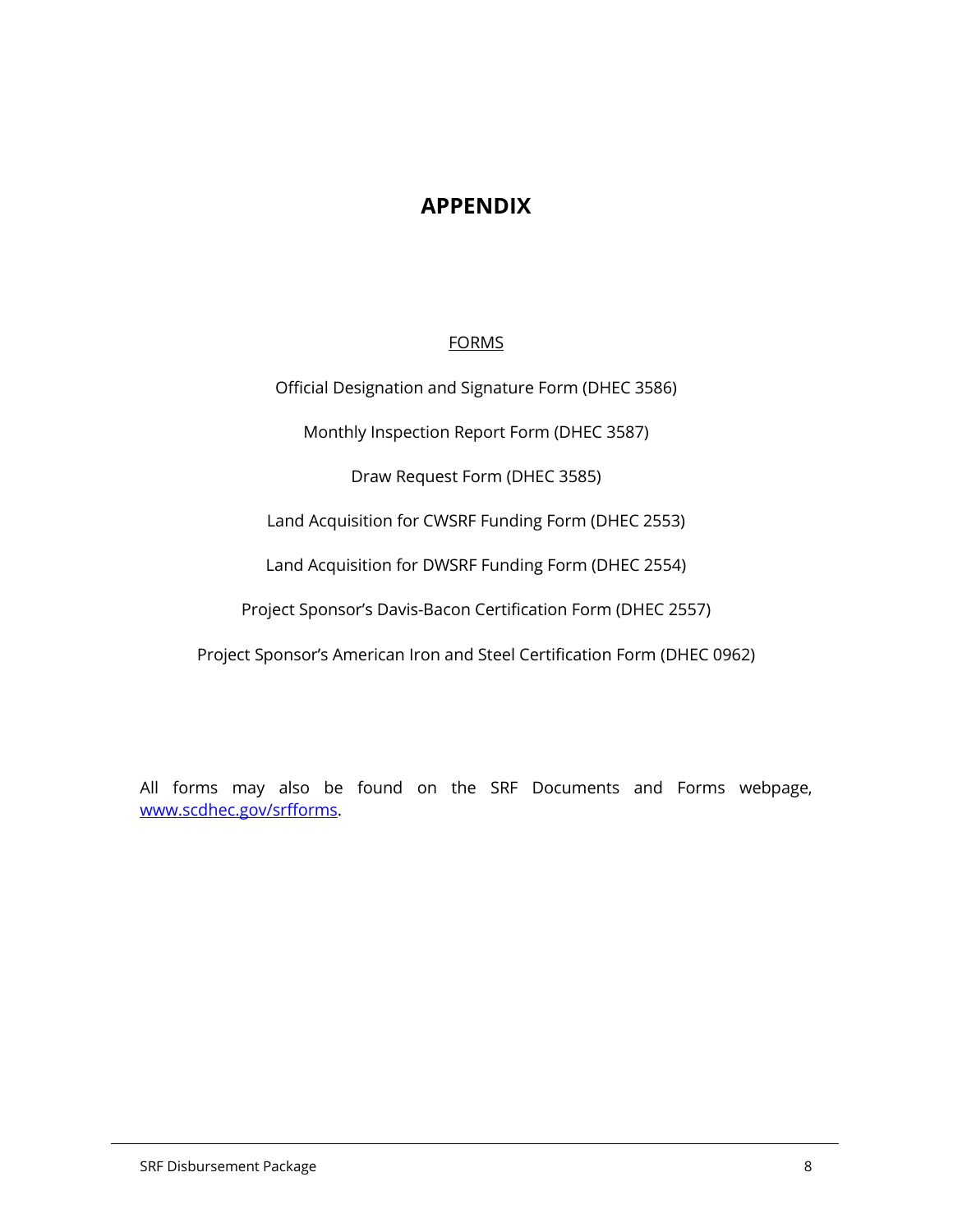# APPENDIX

FORMS

Official Designation and Signature Form (DHEC 3586)

Monthly Inspection Report Form (DHEC 3587)

Draw Request Form (DHEC 3585)

Land Acquisition for CWSRF Funding Form (DHEC 2553)

Land Acquisition for DWSRF Funding Form (DHEC 2554)

Project Sponsor's Davis-Bacon Certification Form (DHEC 2557)

Project Sponsor's American Iron and Steel Certification Form (DHEC 0962)

All forms may also be found on the SRF Documents and Forms webpage, [www.scdhec.gov/srfforms](http://www.scdhec.gov/srfforms).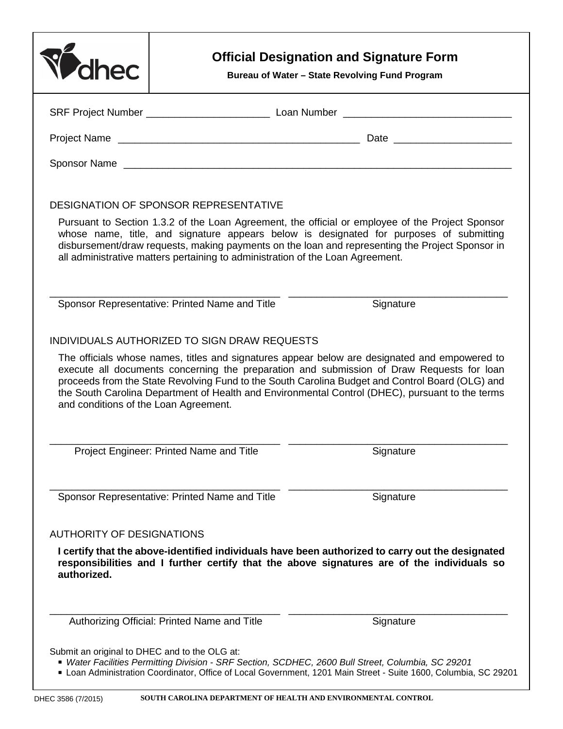# Official Designation and Signature Form

**Bureau of Water – State Revolving Fund Program**

SRF Project Number ______________________ Loan Number ______________________________

Project Name ____________________________________________ Date _____________________

Sponsor Name ________________________________________________________________________

## DESIGNATION OF SPONSOR REPRESENTATIVE

Pursuant to Section 1.3.2 of the Loan Agreement, the official or employee of the Project Sponsor whose name, title, and signature appears below is designated for purposes of submitting disbursement/draw requests, making payments on the loan and representing the Project Sponsor in all administrative matters pertaining to administration of the Loan Agreement.

__________________________________________ __________________________________________

Sponsor Representative: Printed Name and Title | Signature

## INDIVIDUALS AUTHORIZED TO SIGN DRAW REQUESTS

The officials whose names, titles and signatures appear below are designated and empowered to execute all documents concerning the preparation and submission of Draw Requests for loan proceeds from the State Revolving Fund to the South Carolina Budget and Control Board (OLG) and the South Carolina Department of Health and Environmental Control (DHEC), pursuant to the terms and conditions of the Loan Agreement.

__________________________________________ __________________________________________

Project Engineer: Printed Name and Title | Signature

__________________________________________ __________________________________________

Sponsor Representative: Printed Name and Title | Signature

## AUTHORITY OF DESIGNATIONS

**I certify that the above-identified individuals have been authorized to carry out the designated responsibilities and I further certify that the above signatures are of the individuals so authorized.**

__________________________________________ __________________________________________

Authorizing Official: Printed Name and Title | Signature

Submit an original to DHEC and to the OLG at:

- *Water Facilities Permitting Division - SRF Section, SCDHEC, 2600 Bull Street, Columbia, SC 29201*
- Loan Administration Coordinator, Office of Local Government, 1201 Main Street - Suite 1600, Columbia, SC 29201

DHEC 3586 (7/2015) SOUTH CAROLINA DEPARTMENT OF HEALTH AND ENVIRONMENTAL CONTROL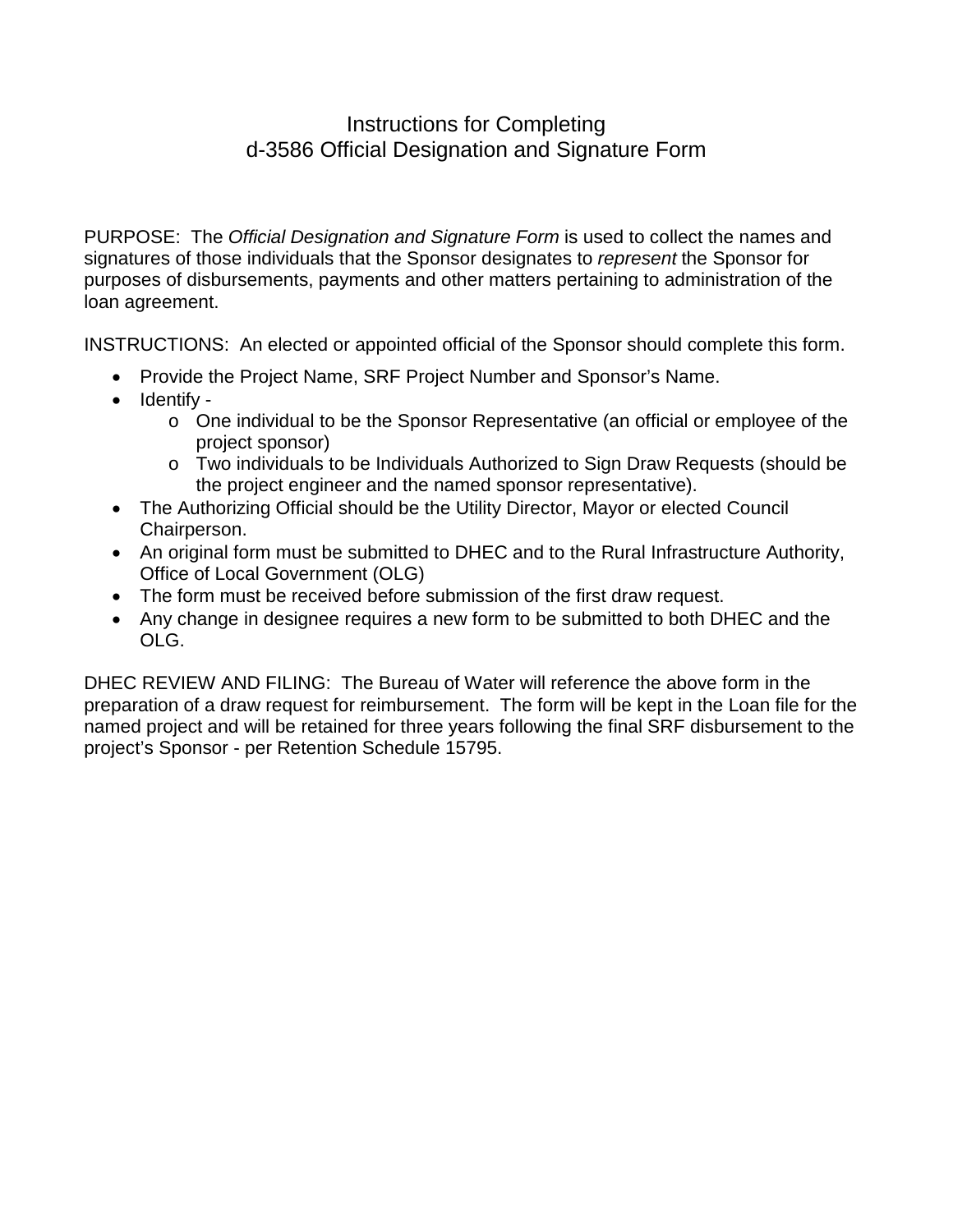# Instructions for Completing d-3586 Official Designation and Signature Form

PURPOSE: The *Official Designation and Signature Form* is used to collect the names and signatures of those individuals that the Sponsor designates to *represent* the Sponsor for purposes of disbursements, payments and other matters pertaining to administration of the loan agreement.

INSTRUCTIONS: An elected or appointed official of the Sponsor should complete this form.

- Provide the Project Name, SRF Project Number and Sponsor's Name.
- Identify -
  - One individual to be the Sponsor Representative (an official or employee of the project sponsor)
  - Two individuals to be Individuals Authorized to Sign Draw Requests (should be the project engineer and the named sponsor representative).
- The Authorizing Official should be the Utility Director, Mayor or elected Council Chairperson.
- An original form must be submitted to DHEC and to the Rural Infrastructure Authority, Office of Local Government (OLG)
- The form must be received before submission of the first draw request.
- Any change in designee requires a new form to be submitted to both DHEC and the OLG.

DHEC REVIEW AND FILING: The Bureau of Water will reference the above form in the preparation of a draw request for reimbursement. The form will be kept in the Loan file for the named project and will be retained for three years following the final SRF disbursement to the project's Sponsor - per Retention Schedule 15795.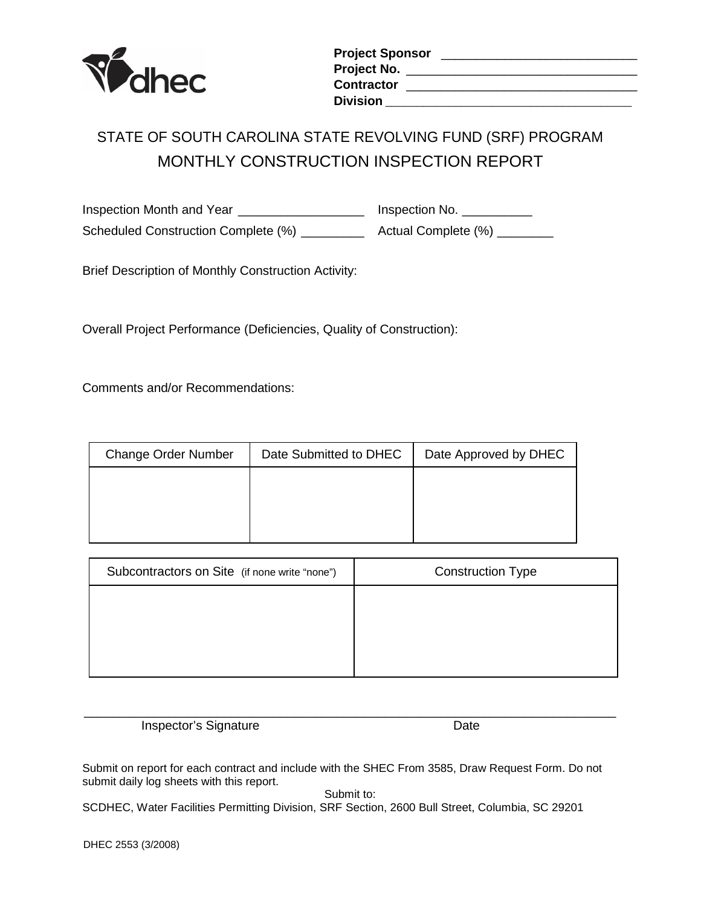dhec

**Project Sponsor** ____________________________
**Project No.** ________________________________
**Contractor** ________________________________
**Division** __________________________________

# STATE OF SOUTH CAROLINA STATE REVOLVING FUND (SRF) PROGRAM
## MONTHLY CONSTRUCTION INSPECTION REPORT

Inspection Month and Year __________________ Inspection No. __________

Scheduled Construction Complete (%) _________ Actual Complete (%) ________

Brief Description of Monthly Construction Activity:

Overall Project Performance (Deficiencies, Quality of Construction):

Comments and/or Recommendations:

| Change Order Number | Date Submitted to DHEC | Date Approved by DHEC |
|---|---|---|
| | | |

| Subcontractors on Site (if none write "none") | Construction Type |
|---|---|
| | |

______________________________________________________________________
Inspector's Signature Date

Submit on report for each contract and include with the SHEC From 3585, Draw Request Form. Do not submit daily log sheets with this report.

Submit to:
SCDHEC, Water Facilities Permitting Division, SRF Section, 2600 Bull Street, Columbia, SC 29201

DHEC 2553 (3/2008)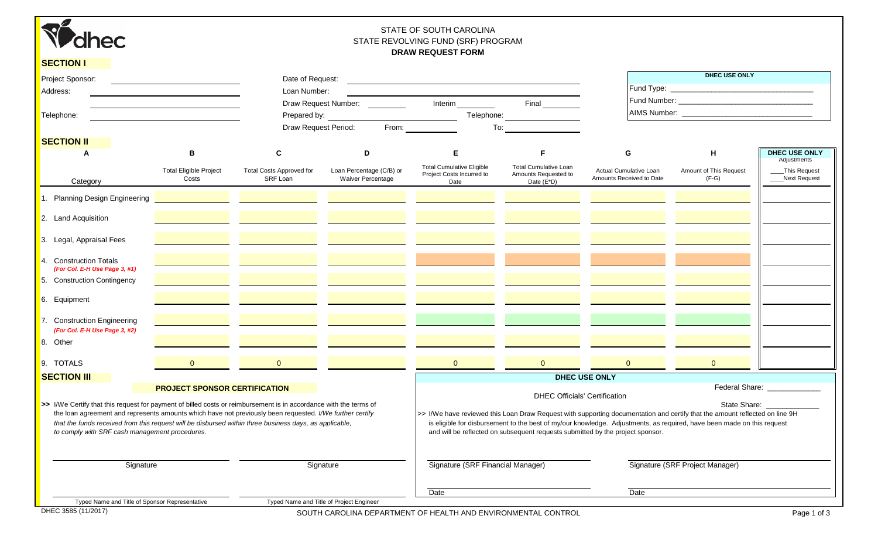dhec

STATE OF SOUTH CAROLINA
STATE REVOLVING FUND (SRF) PROGRAM
**DRAW REQUEST FORM**

## SECTION I

Project Sponsor: ______________________

Address: ______________________

______________________

Telephone: ______________________

Date of Request: ______________________

Loan Number: ______________________

Draw Request Number: ________ Interim ________ Final ________

Prepared by: ______________________ Telephone: ______________________

Draw Request Period: From: __________ To: __________

| DHEC USE ONLY |
|---|
| Fund Type: ______________________ |
| Fund Number: ______________________ |
| AIMS Number: ______________________ |

## SECTION II

| A | B | C | D | E | F | G | H | DHEC USE ONLY |
|---|---|---|---|---|---|---|---|---|
| Category | Total Eligible Project Costs | Total Costs Approved for SRF Loan | Loan Percentage (C/B) or Waiver Percentage | Total Cumulative Eligible Project Costs Incurred to Date | Total Cumulative Loan Amounts Requested to Date (E*D) | Actual Cumulative Loan Amounts Received to Date | Amount of This Request (F-G) | Adjustments ____This Request ____Next Request |
| 1. Planning Design Engineering | | | | | | | | |
| 2. Land Acquisition | | | | | | | | |
| 3. Legal, Appraisal Fees | | | | | | | | |
| 4. Construction Totals *(For Col. E-H Use Page 3, #1)* | | | | | | | | |
| 5. Construction Contingency | | | | | | | | |
| 6. Equipment | | | | | | | | |
| 7. Construction Engineering *(For Col. E-H Use Page 3, #2)* | | | | | | | | |
| 8. Other | | | | | | | | |
| 9. TOTALS | 0 | 0 | | 0 | 0 | 0 | 0 | |

## SECTION III

**PROJECT SPONSOR CERTIFICATION**

>> I/We Certify that this request for payment of billed costs or reimbursement is in accordance with the terms of the loan agreement and represents amounts which have not previously been requested. *I/We further certify that the funds received from this request will be disbursed within three business days, as applicable, to comply with SRF cash management procedures.*

______________________
Signature

______________________
Typed Name and Title of Sponsor Representative

______________________
Signature

______________________
Typed Name and Title of Project Engineer

**DHEC USE ONLY**

DHEC Officials' Certification

Federal Share: ____________

State Share: ____________

>> I/We have reviewed this Loan Draw Request with supporting documentation and certify that the amount reflected on line 9H is eligible for disbursement to the best of my/our knowledge. Adjustments, as required, have been made on this request and will be reflected on subsequent requests submitted by the project sponsor.

______________________
Signature (SRF Financial Manager)

Date ______________________

______________________
Signature (SRF Project Manager)

Date ______________________

DHEC 3585 (11/2017)

SOUTH CAROLINA DEPARTMENT OF HEALTH AND ENVIRONMENTAL CONTROL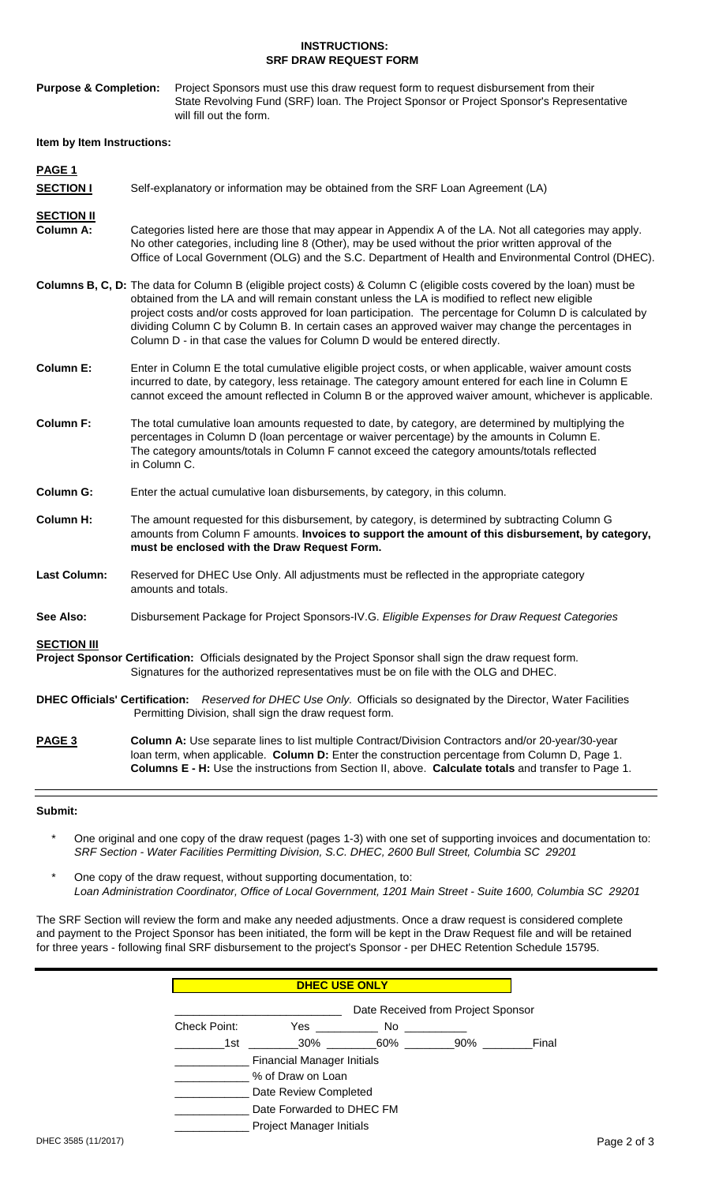# INSTRUCTIONS:
# SRF DRAW REQUEST FORM

**Purpose & Completion:** Project Sponsors must use this draw request form to request disbursement from their State Revolving Fund (SRF) loan. The Project Sponsor or Project Sponsor's Representative will fill out the form.

**Item by Item Instructions:**

**PAGE 1**

**SECTION I** Self-explanatory or information may be obtained from the SRF Loan Agreement (LA)

**SECTION II**

**Column A:** Categories listed here are those that may appear in Appendix A of the LA. Not all categories may apply. No other categories, including line 8 (Other), may be used without the prior written approval of the Office of Local Government (OLG) and the S.C. Department of Health and Environmental Control (DHEC).

**Columns B, C, D:** The data for Column B (eligible project costs) & Column C (eligible costs covered by the loan) must be obtained from the LA and will remain constant unless the LA is modified to reflect new eligible project costs and/or costs approved for loan participation. The percentage for Column D is calculated by dividing Column C by Column B. In certain cases an approved waiver may change the percentages in Column D - in that case the values for Column D would be entered directly.

**Column E:** Enter in Column E the total cumulative eligible project costs, or when applicable, waiver amount costs incurred to date, by category, less retainage. The category amount entered for each line in Column E cannot exceed the amount reflected in Column B or the approved waiver amount, whichever is applicable.

**Column F:** The total cumulative loan amounts requested to date, by category, are determined by multiplying the percentages in Column D (loan percentage or waiver percentage) by the amounts in Column E. The category amounts/totals in Column F cannot exceed the category amounts/totals reflected in Column C.

**Column G:** Enter the actual cumulative loan disbursements, by category, in this column.

**Column H:** The amount requested for this disbursement, by category, is determined by subtracting Column G amounts from Column F amounts. **Invoices to support the amount of this disbursement, by category, must be enclosed with the Draw Request Form.**

**Last Column:** Reserved for DHEC Use Only. All adjustments must be reflected in the appropriate category amounts and totals.

**See Also:** Disbursement Package for Project Sponsors-IV.G. *Eligible Expenses for Draw Request Categories*

**SECTION III**

**Project Sponsor Certification:** Officials designated by the Project Sponsor shall sign the draw request form. Signatures for the authorized representatives must be on file with the OLG and DHEC.

**DHEC Officials' Certification:** *Reserved for DHEC Use Only.* Officials so designated by the Director, Water Facilities Permitting Division, shall sign the draw request form.

**PAGE 3** **Column A:** Use separate lines to list multiple Contract/Division Contractors and/or 20-year/30-year loan term, when applicable. **Column D:** Enter the construction percentage from Column D, Page 1. **Columns E - H:** Use the instructions from Section II, above. **Calculate totals** and transfer to Page 1.

**Submit:**

* One original and one copy of the draw request (pages 1-3) with one set of supporting invoices and documentation to: *SRF Section - Water Facilities Permitting Division, S.C. DHEC, 2600 Bull Street, Columbia SC 29201*

* One copy of the draw request, without supporting documentation, to: *Loan Administration Coordinator, Office of Local Government, 1201 Main Street - Suite 1600, Columbia SC 29201*

The SRF Section will review the form and make any needed adjustments. Once a draw request is considered complete and payment to the Project Sponsor has been initiated, the form will be kept in the Draw Request file and will be retained for three years - following final SRF disbursement to the project's Sponsor - per DHEC Retention Schedule 15795.

**DHEC USE ONLY**

\_\_\_\_\_\_\_\_\_\_\_\_ Date Received from Project Sponsor

Check Point: Yes \_\_\_\_\_\_ No \_\_\_\_\_\_

\_\_\_\_ 1st \_\_\_\_ 30% \_\_\_\_ 60% \_\_\_\_ 90% \_\_\_\_ Final

\_\_\_\_\_\_ Financial Manager Initials

\_\_\_\_\_\_ % of Draw on Loan

\_\_\_\_\_\_ Date Review Completed

\_\_\_\_\_\_ Date Forwarded to DHEC FM

\_\_\_\_\_\_ Project Manager Initials

DHEC 3585 (11/2017)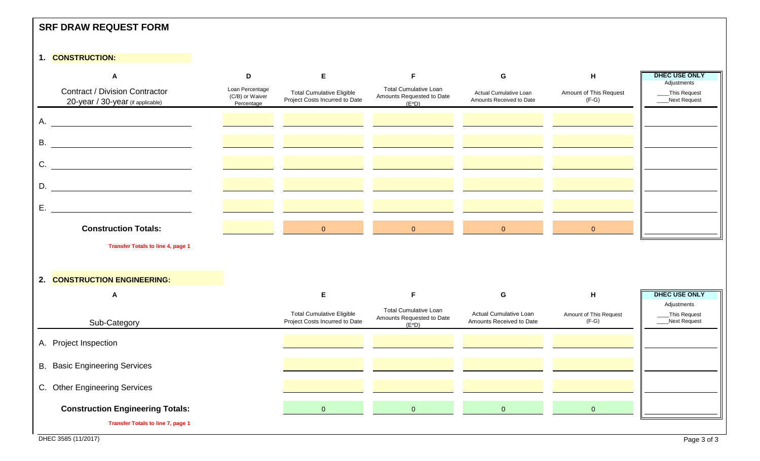## SRF DRAW REQUEST FORM

### 1. CONSTRUCTION:

| A | D | E | F | G | H | DHEC USE ONLY |
|---|---|---|---|---|---|---|
| Contract / Division Contractor 20-year / 30-year (if applicable) | Loan Percentage (C/B) or Waiver Percentage | Total Cumulative Eligible Project Costs Incurred to Date | Total Cumulative Loan Amounts Requested to Date (E*D) | Actual Cumulative Loan Amounts Received to Date | Amount of This Request (F-G) | Adjustments ____This Request ____Next Request |
| A. | | | | | | |
| B. | | | | | | |
| C. | | | | | | |
| D. | | | | | | |
| E. | | | | | | |
| **Construction Totals:** | | 0 | 0 | 0 | 0 | |

**Transfer Totals to line 4, page 1**

### 2. CONSTRUCTION ENGINEERING:

| A | E | F | G | H | DHEC USE ONLY |
|---|---|---|---|---|---|
| Sub-Category | Total Cumulative Eligible Project Costs Incurred to Date | Total Cumulative Loan Amounts Requested to Date (E*D) | Actual Cumulative Loan Amounts Received to Date | Amount of This Request (F-G) | Adjustments ____This Request ____Next Request |
| A. Project Inspection | | | | | |
| B. Basic Engineering Services | | | | | |
| C. Other Engineering Services | | | | | |
| **Construction Engineering Totals:** | 0 | 0 | 0 | 0 | |

**Transfer Totals to line 7, page 1**

DHEC 3585 (11/2017)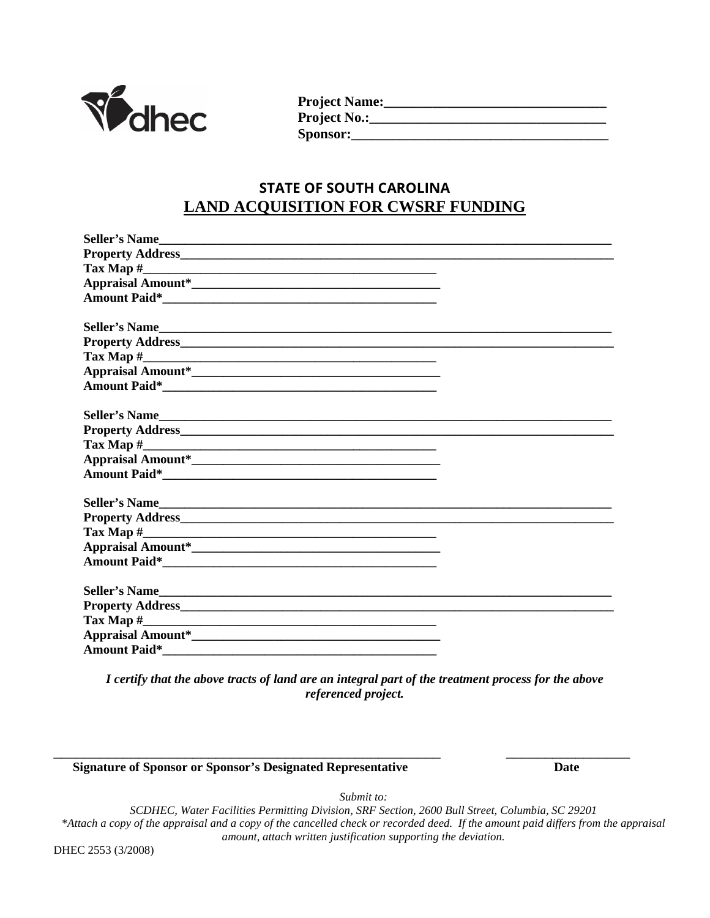dhec

**Project Name:**________________________________
**Project No.:**________________________________
**Sponsor:**________________________________

## STATE OF SOUTH CAROLINA

## LAND ACQUISITION FOR CWSRF FUNDING

**Seller's Name**________________________________________________
**Property Address**________________________________________________
**Tax Map #**______________________________
**Appraisal Amount***______________________________
**Amount Paid***______________________________

**Seller's Name**________________________________________________
**Property Address**________________________________________________
**Tax Map #**______________________________
**Appraisal Amount***______________________________
**Amount Paid***______________________________

**Seller's Name**________________________________________________
**Property Address**________________________________________________
**Tax Map #**______________________________
**Appraisal Amount***______________________________
**Amount Paid***______________________________

**Seller's Name**________________________________________________
**Property Address**________________________________________________
**Tax Map #**______________________________
**Appraisal Amount***______________________________
**Amount Paid***______________________________

**Seller's Name**________________________________________________
**Property Address**________________________________________________
**Tax Map #**______________________________
**Appraisal Amount***______________________________
**Amount Paid***______________________________

***I certify that the above tracts of land are an integral part of the treatment process for the above referenced project.***

________________________________________________ ____________________
**Signature of Sponsor or Sponsor's Designated Representative** **Date**

*Submit to:*
*SCDHEC, Water Facilities Permitting Division, SRF Section, 2600 Bull Street, Columbia, SC 29201*
*\*Attach a copy of the appraisal and a copy of the cancelled check or recorded deed. If the amount paid differs from the appraisal amount, attach written justification supporting the deviation.*

DHEC 2553 (3/2008)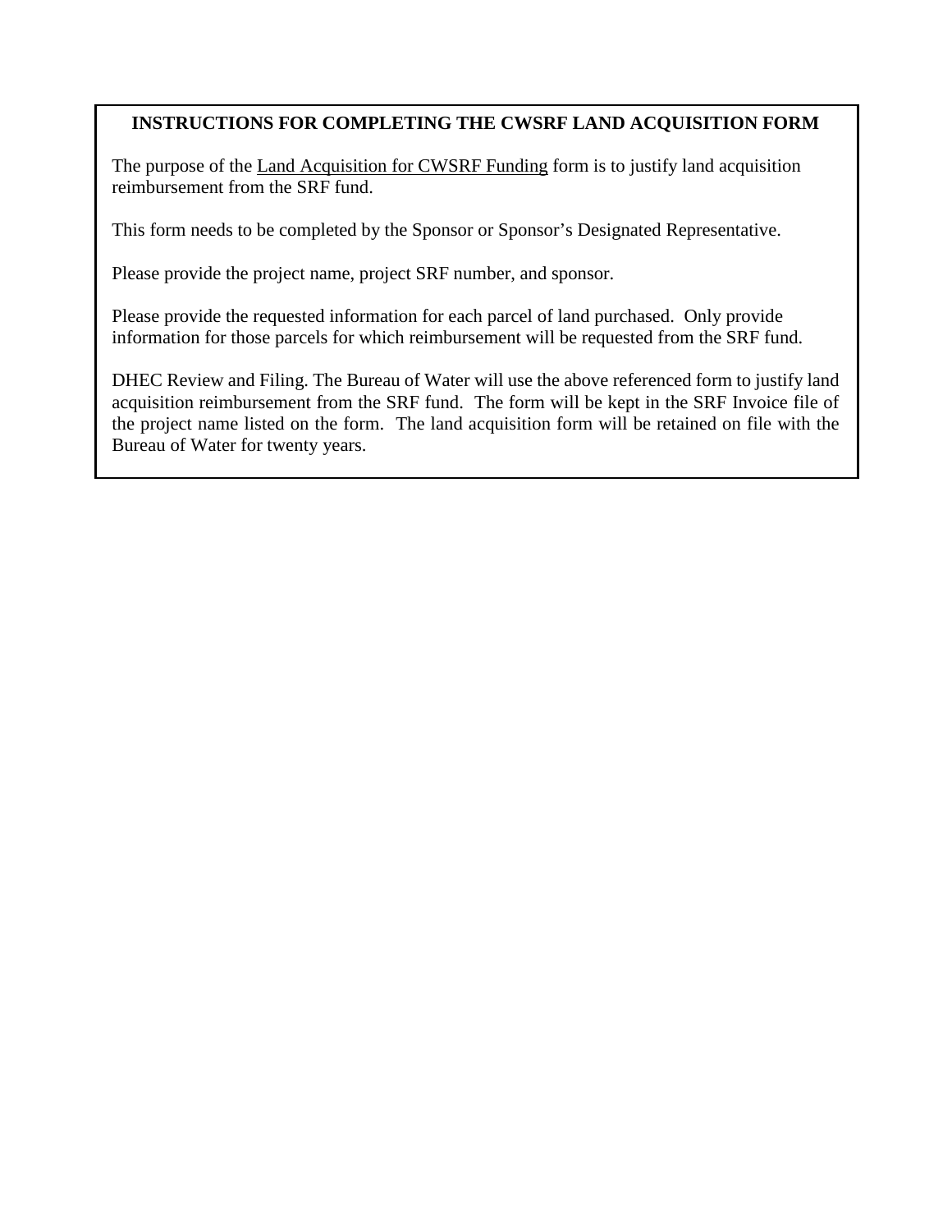**INSTRUCTIONS FOR COMPLETING THE CWSRF LAND ACQUISITION FORM**

The purpose of the Land Acquisition for CWSRF Funding form is to justify land acquisition reimbursement from the SRF fund.

This form needs to be completed by the Sponsor or Sponsor's Designated Representative.

Please provide the project name, project SRF number, and sponsor.

Please provide the requested information for each parcel of land purchased. Only provide information for those parcels for which reimbursement will be requested from the SRF fund.

DHEC Review and Filing. The Bureau of Water will use the above referenced form to justify land acquisition reimbursement from the SRF fund. The form will be kept in the SRF Invoice file of the project name listed on the form. The land acquisition form will be retained on file with the Bureau of Water for twenty years.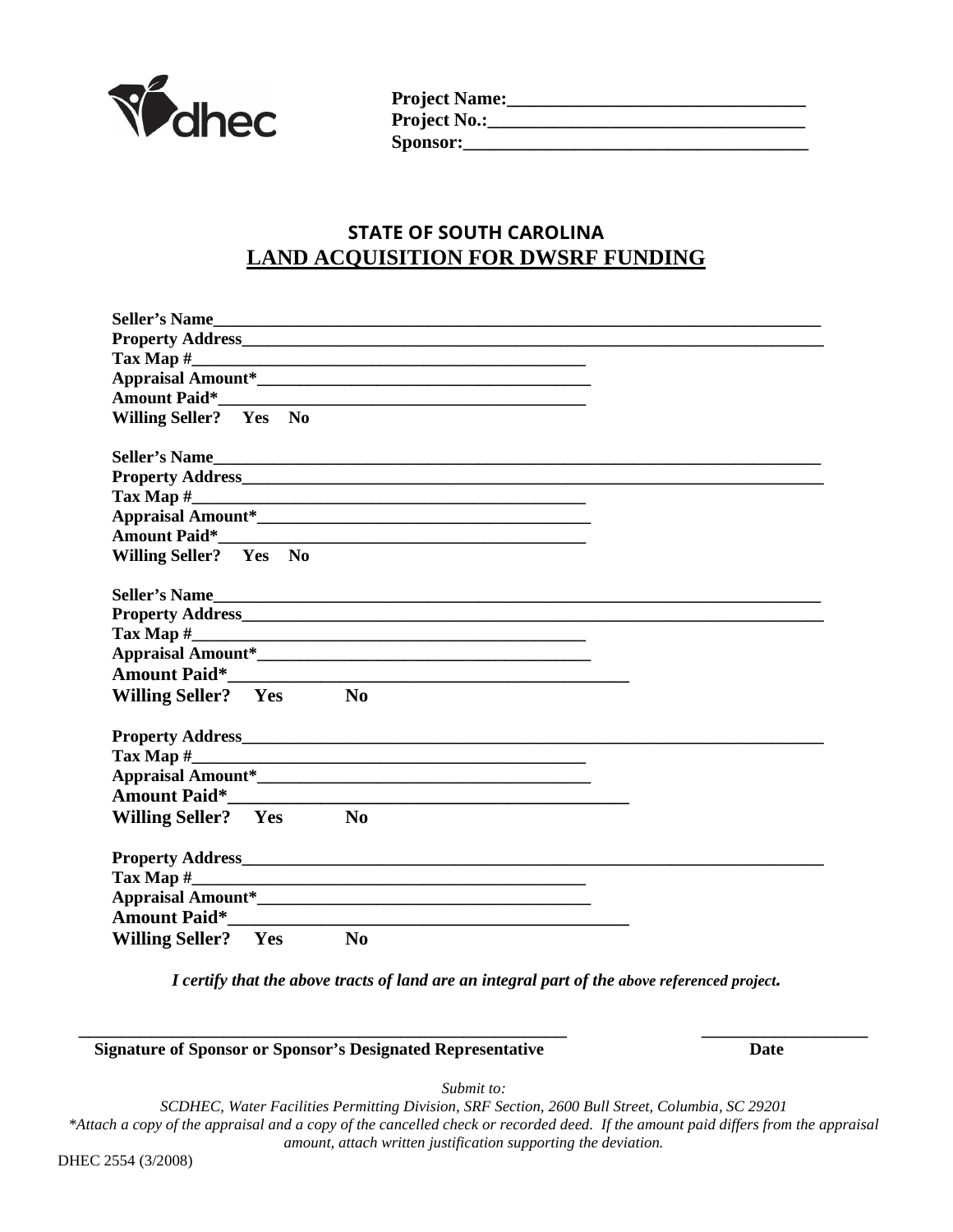dhec

**Project Name:**________________________________
**Project No.:**_________________________________
**Sponsor:**____________________________________

## STATE OF SOUTH CAROLINA
## LAND ACQUISITION FOR DWSRF FUNDING

**Seller's Name**________________________________________________________________________
**Property Address**_____________________________________________________________________
**Tax Map #**_____________________________________________
**Appraisal Amount***______________________________________
**Amount Paid***__________________________________________
**Willing Seller? Yes No**

**Seller's Name**________________________________________________________________________
**Property Address**_____________________________________________________________________
**Tax Map #**_____________________________________________
**Appraisal Amount***______________________________________
**Amount Paid***__________________________________________
**Willing Seller? Yes No**

**Seller's Name**________________________________________________________________________
**Property Address**_____________________________________________________________________
**Tax Map #**_____________________________________________
**Appraisal Amount***______________________________________
**Amount Paid***__________________________________________
**Willing Seller? Yes No**

**Property Address**_____________________________________________________________________
**Tax Map #**_____________________________________________
**Appraisal Amount***______________________________________
**Amount Paid***__________________________________________
**Willing Seller? Yes No**

**Property Address**_____________________________________________________________________
**Tax Map #**_____________________________________________
**Appraisal Amount***______________________________________
**Amount Paid***__________________________________________
**Willing Seller? Yes No**

***I certify that the above tracts of land are an integral part of the above referenced project.***

_____________________________________________________ ____________________
**Signature of Sponsor or Sponsor's Designated Representative** **Date**

*Submit to:*
*SCDHEC, Water Facilities Permitting Division, SRF Section, 2600 Bull Street, Columbia, SC 29201*
**Attach a copy of the appraisal and a copy of the cancelled check or recorded deed. If the amount paid differs from the appraisal amount, attach written justification supporting the deviation.*

DHEC 2554 (3/2008)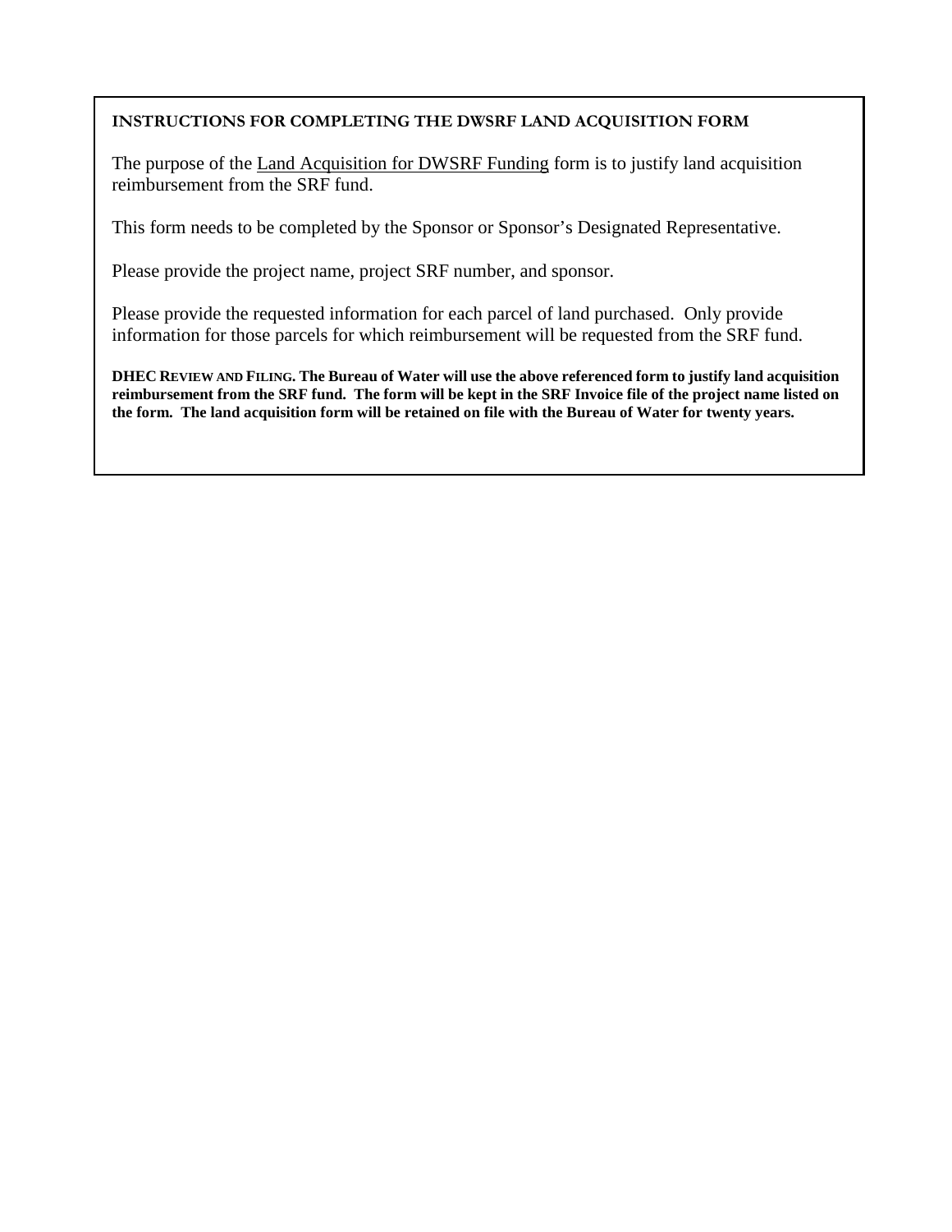**INSTRUCTIONS FOR COMPLETING THE DWSRF LAND ACQUISITION FORM**

The purpose of the Land Acquisition for DWSRF Funding form is to justify land acquisition reimbursement from the SRF fund.

This form needs to be completed by the Sponsor or Sponsor's Designated Representative.

Please provide the project name, project SRF number, and sponsor.

Please provide the requested information for each parcel of land purchased. Only provide information for those parcels for which reimbursement will be requested from the SRF fund.

**DHEC REVIEW AND FILING. The Bureau of Water will use the above referenced form to justify land acquisition reimbursement from the SRF fund. The form will be kept in the SRF Invoice file of the project name listed on the form. The land acquisition form will be retained on file with the Bureau of Water for twenty years.**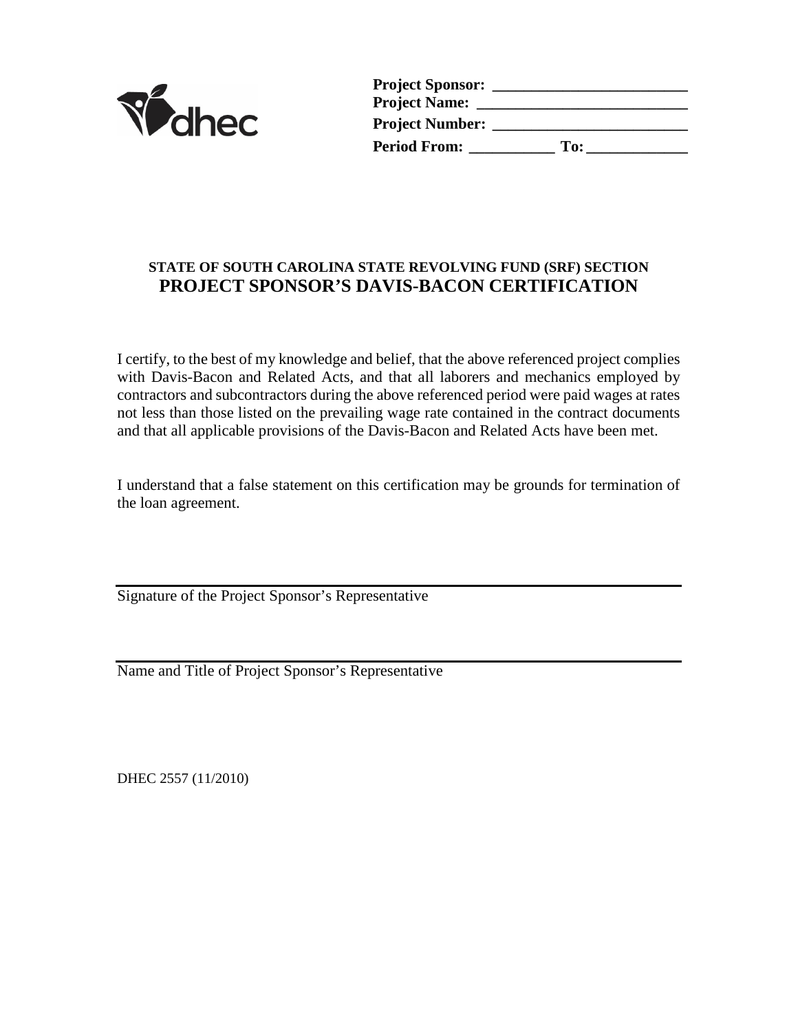**Project Sponsor:** \_\_\_\_\_\_\_\_\_\_\_\_\_\_\_\_\_\_\_\_\_\_\_\_\_

**Project Name:** \_\_\_\_\_\_\_\_\_\_\_\_\_\_\_\_\_\_\_\_\_\_\_\_\_\_\_

**Project Number:** \_\_\_\_\_\_\_\_\_\_\_\_\_\_\_\_\_\_\_\_\_\_\_\_\_

**Period From:** \_\_\_\_\_\_\_\_\_\_\_ **To:** \_\_\_\_\_\_\_\_\_\_\_\_\_

**STATE OF SOUTH CAROLINA STATE REVOLVING FUND (SRF) SECTION**

# PROJECT SPONSOR'S DAVIS-BACON CERTIFICATION

I certify, to the best of my knowledge and belief, that the above referenced project complies with Davis-Bacon and Related Acts, and that all laborers and mechanics employed by contractors and subcontractors during the above referenced period were paid wages at rates not less than those listed on the prevailing wage rate contained in the contract documents and that all applicable provisions of the Davis-Bacon and Related Acts have been met.

I understand that a false statement on this certification may be grounds for termination of the loan agreement.

\_\_\_\_\_\_\_\_\_\_\_\_\_\_\_\_\_\_\_\_\_\_\_\_\_\_\_\_\_\_\_\_\_\_\_\_\_\_\_\_\_\_\_\_\_\_\_\_

Signature of the Project Sponsor's Representative

\_\_\_\_\_\_\_\_\_\_\_\_\_\_\_\_\_\_\_\_\_\_\_\_\_\_\_\_\_\_\_\_\_\_\_\_\_\_\_\_\_\_\_\_\_\_\_\_

Name and Title of Project Sponsor's Representative

DHEC 2557 (11/2010)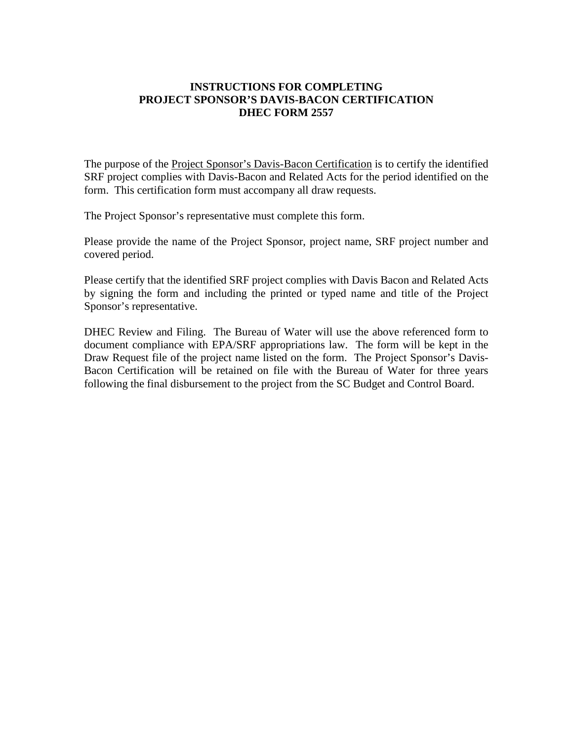# INSTRUCTIONS FOR COMPLETING PROJECT SPONSOR'S DAVIS-BACON CERTIFICATION DHEC FORM 2557

The purpose of the Project Sponsor's Davis-Bacon Certification is to certify the identified SRF project complies with Davis-Bacon and Related Acts for the period identified on the form. This certification form must accompany all draw requests.

The Project Sponsor's representative must complete this form.

Please provide the name of the Project Sponsor, project name, SRF project number and covered period.

Please certify that the identified SRF project complies with Davis Bacon and Related Acts by signing the form and including the printed or typed name and title of the Project Sponsor's representative.

DHEC Review and Filing. The Bureau of Water will use the above referenced form to document compliance with EPA/SRF appropriations law. The form will be kept in the Draw Request file of the project name listed on the form. The Project Sponsor's Davis-Bacon Certification will be retained on file with the Bureau of Water for three years following the final disbursement to the project from the SC Budget and Control Board.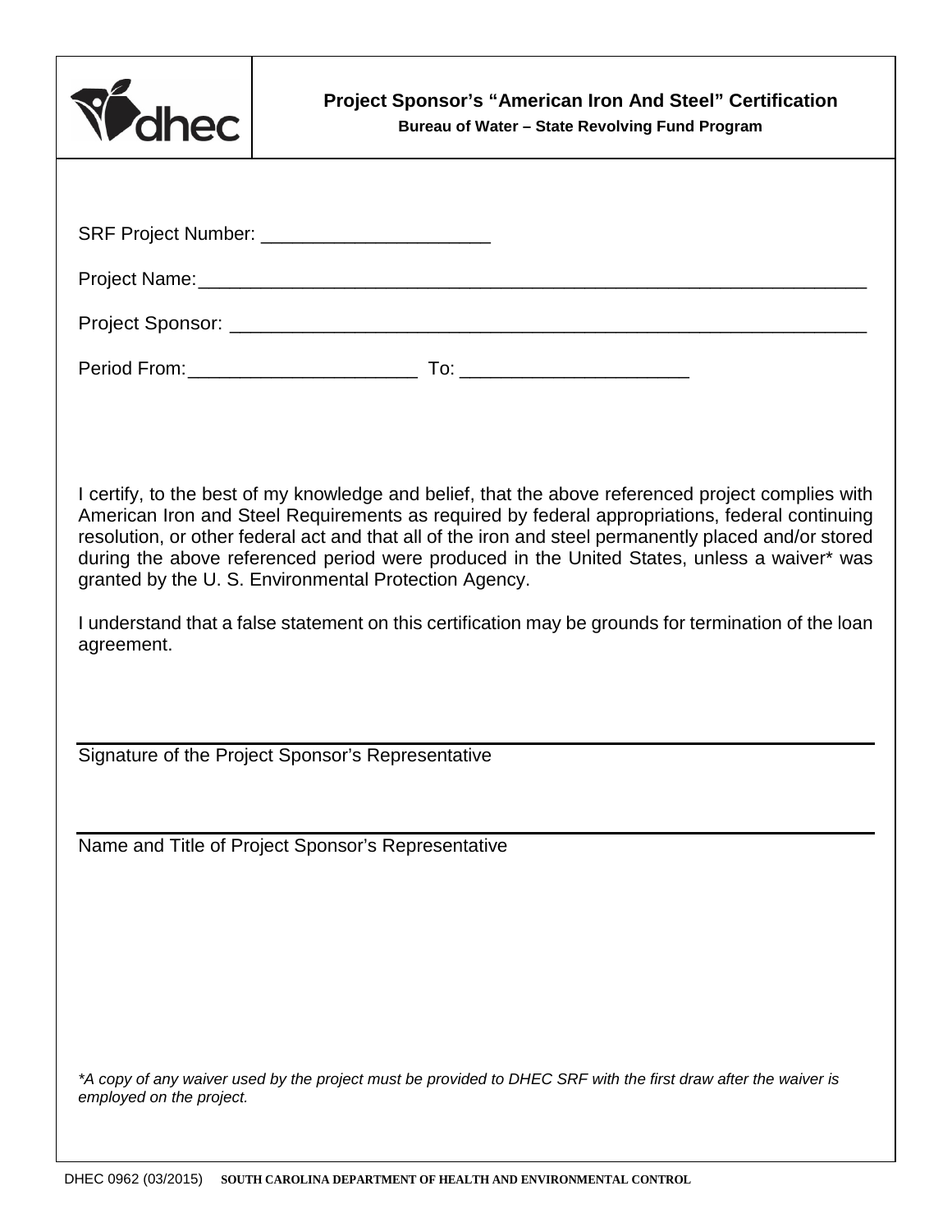dhec

# Project Sponsor's "American Iron And Steel" Certification

**Bureau of Water – State Revolving Fund Program**

SRF Project Number: ______________________

Project Name: ________________________________________________________________

Project Sponsor: ______________________________________________________________

Period From: ______________________ To: ______________________

I certify, to the best of my knowledge and belief, that the above referenced project complies with American Iron and Steel Requirements as required by federal appropriations, federal continuing resolution, or other federal act and that all of the iron and steel permanently placed and/or stored during the above referenced period were produced in the United States, unless a waiver* was granted by the U. S. Environmental Protection Agency.

I understand that a false statement on this certification may be grounds for termination of the loan agreement.

______________________________________________________________

Signature of the Project Sponsor's Representative

______________________________________________________________

Name and Title of Project Sponsor's Representative

*\*A copy of any waiver used by the project must be provided to DHEC SRF with the first draw after the waiver is employed on the project.*

DHEC 0962 (03/2015) SOUTH CAROLINA DEPARTMENT OF HEALTH AND ENVIRONMENTAL CONTROL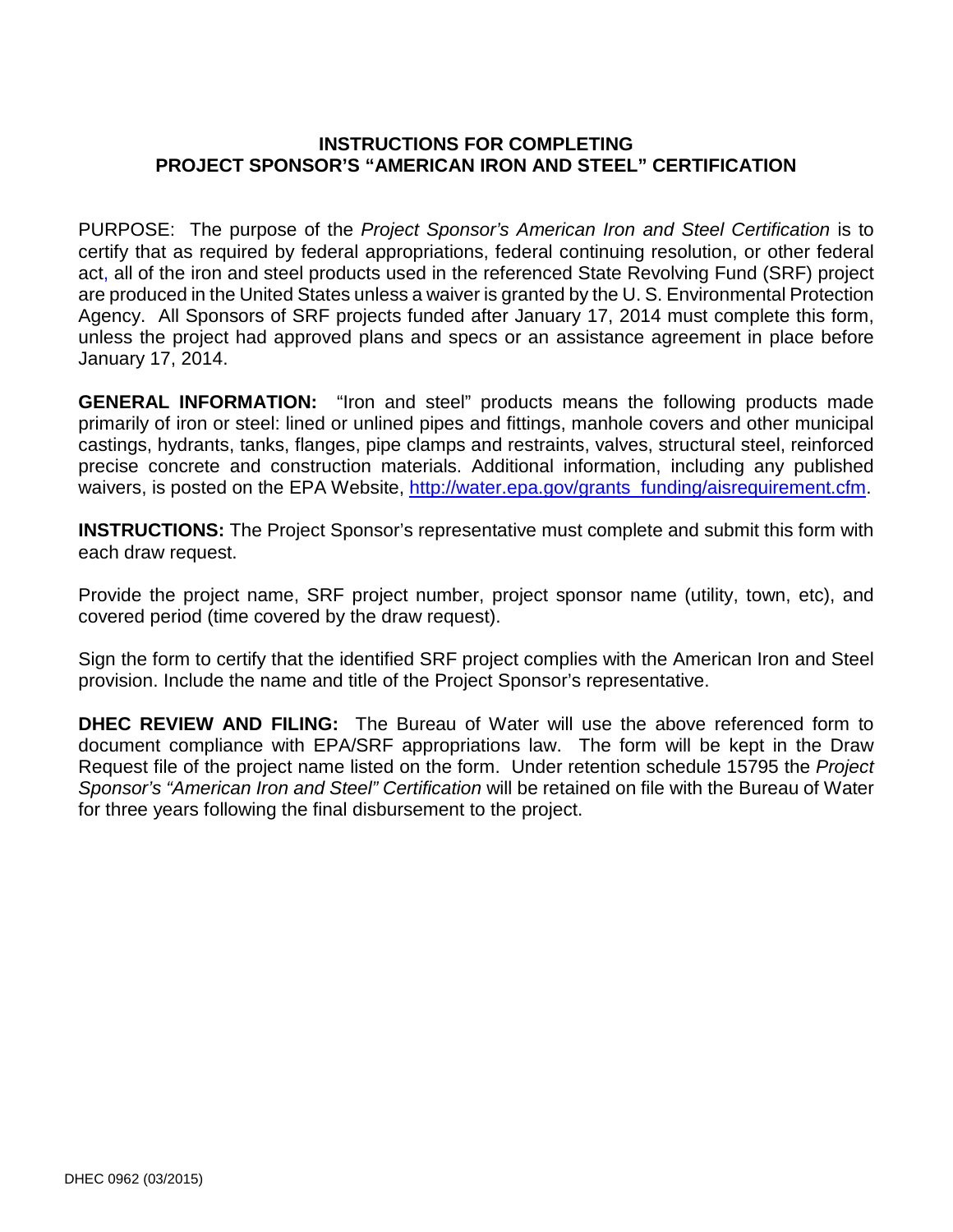# INSTRUCTIONS FOR COMPLETING PROJECT SPONSOR'S "AMERICAN IRON AND STEEL" CERTIFICATION

PURPOSE: The purpose of the *Project Sponsor's American Iron and Steel Certification* is to certify that as required by federal appropriations, federal continuing resolution, or other federal act, all of the iron and steel products used in the referenced State Revolving Fund (SRF) project are produced in the United States unless a waiver is granted by the U. S. Environmental Protection Agency. All Sponsors of SRF projects funded after January 17, 2014 must complete this form, unless the project had approved plans and specs or an assistance agreement in place before January 17, 2014.

**GENERAL INFORMATION:** "Iron and steel" products means the following products made primarily of iron or steel: lined or unlined pipes and fittings, manhole covers and other municipal castings, hydrants, tanks, flanges, pipe clamps and restraints, valves, structural steel, reinforced precise concrete and construction materials. Additional information, including any published waivers, is posted on the EPA Website, [http://water.epa.gov/grants_funding/aisrequirement.cfm](http://water.epa.gov/grants_funding/aisrequirement.cfm).

**INSTRUCTIONS:** The Project Sponsor's representative must complete and submit this form with each draw request.

Provide the project name, SRF project number, project sponsor name (utility, town, etc), and covered period (time covered by the draw request).

Sign the form to certify that the identified SRF project complies with the American Iron and Steel provision. Include the name and title of the Project Sponsor's representative.

**DHEC REVIEW AND FILING:** The Bureau of Water will use the above referenced form to document compliance with EPA/SRF appropriations law. The form will be kept in the Draw Request file of the project name listed on the form. Under retention schedule 15795 the *Project Sponsor's "American Iron and Steel" Certification* will be retained on file with the Bureau of Water for three years following the final disbursement to the project.

DHEC 0962 (03/2015)